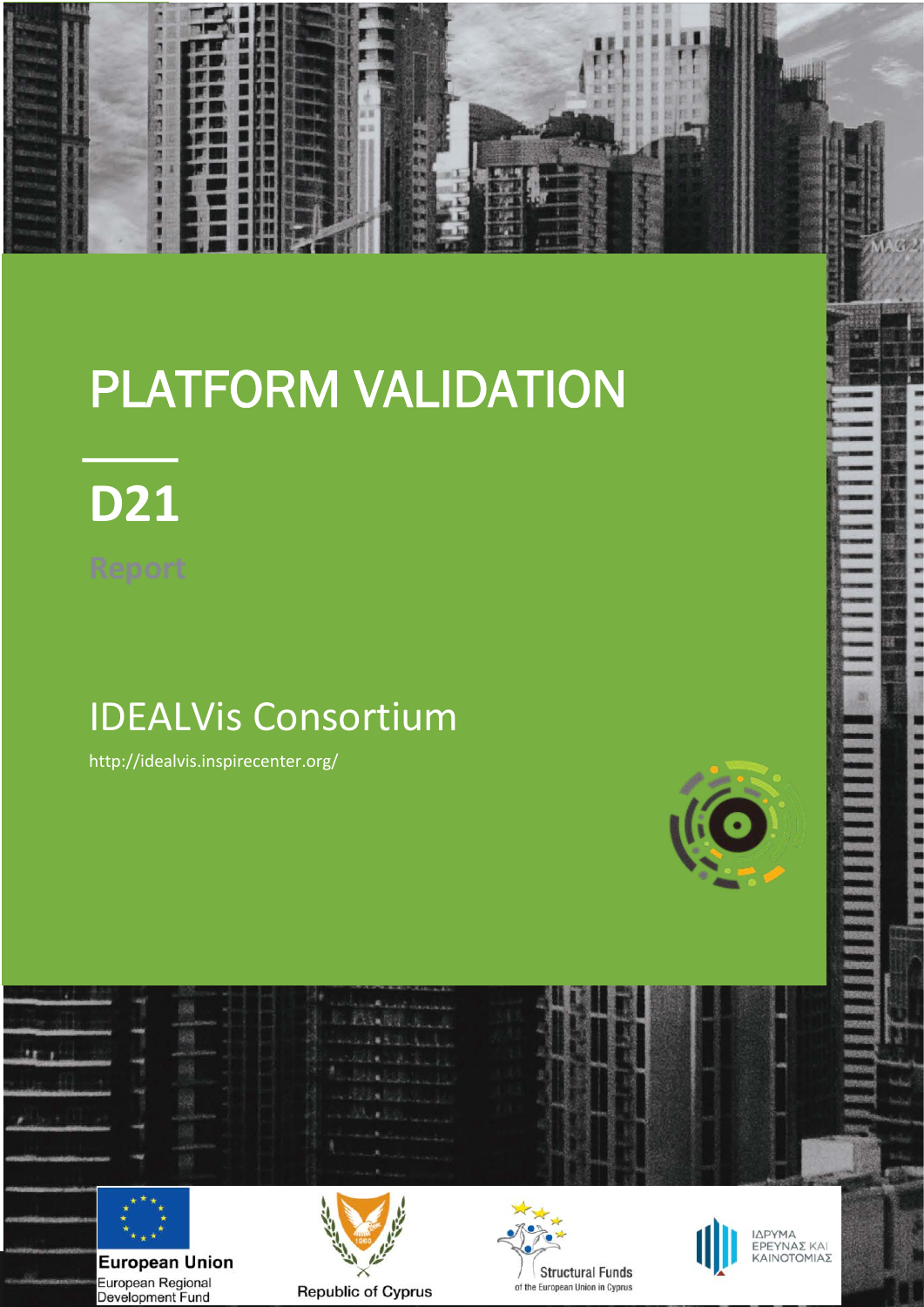# PLATFORM VALIDATION

## D21

Report

IDEALVis Consortium

http://idealvis.inspirecenter.org/

European Union
European Regional
Development Fund

Republic of Cyprus

Structural Funds
of the European Union in Cyprus

ΙΔΡΥΜΑ
ΕΡΕΥΝΑΣ ΚΑΙ
ΚΑΙΝΟΤΟΜΙΑΣ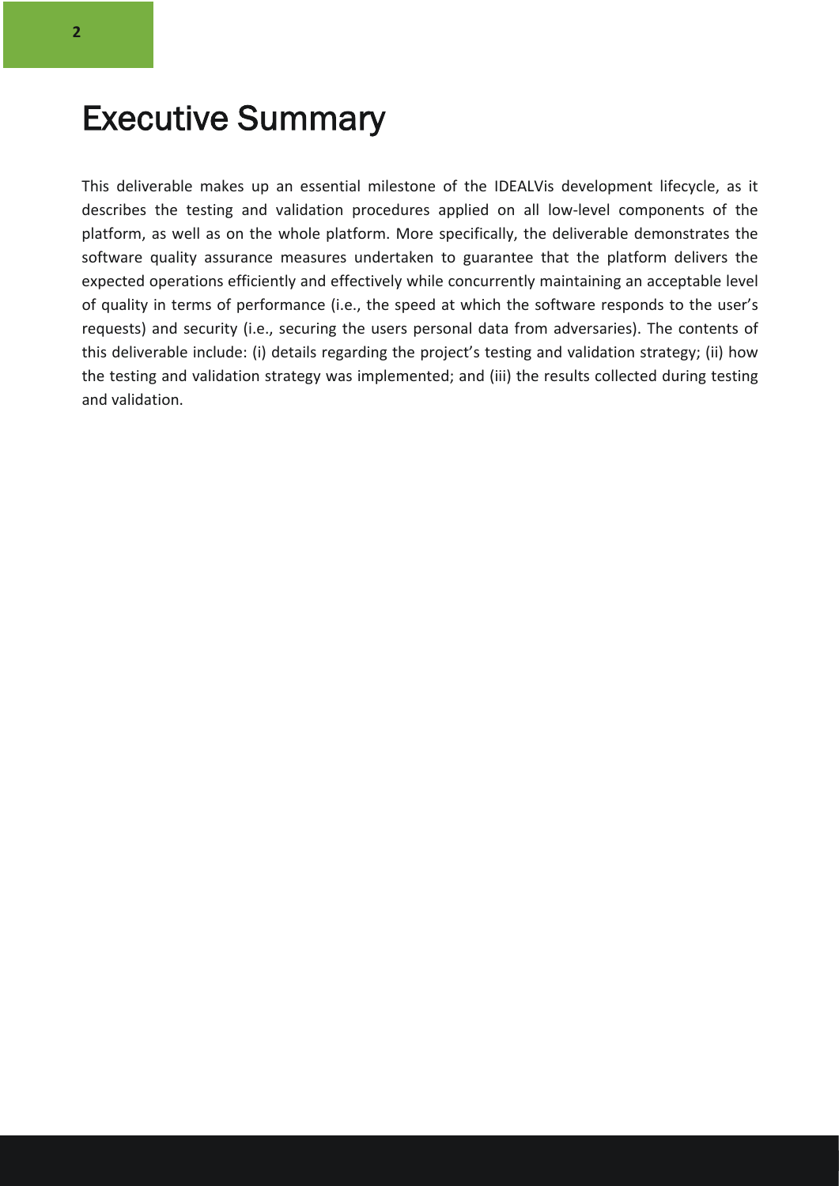# Executive Summary

This deliverable makes up an essential milestone of the IDEALVis development lifecycle, as it describes the testing and validation procedures applied on all low-level components of the platform, as well as on the whole platform. More specifically, the deliverable demonstrates the software quality assurance measures undertaken to guarantee that the platform delivers the expected operations efficiently and effectively while concurrently maintaining an acceptable level of quality in terms of performance (i.e., the speed at which the software responds to the user's requests) and security (i.e., securing the users personal data from adversaries). The contents of this deliverable include: (i) details regarding the project's testing and validation strategy; (ii) how the testing and validation strategy was implemented; and (iii) the results collected during testing and validation.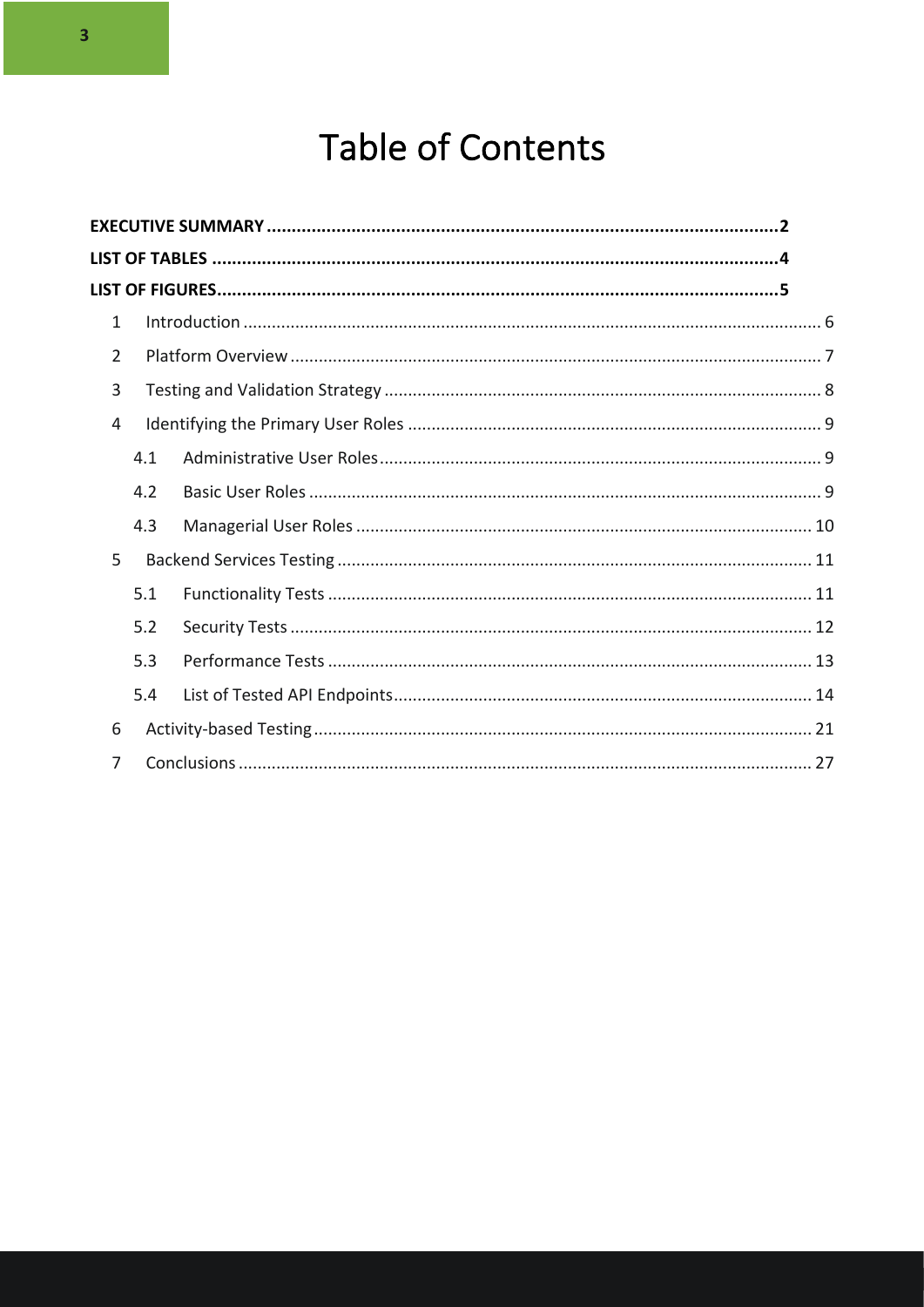# Table of Contents

**EXECUTIVE SUMMARY ........................................................................................................ 2**

**LIST OF TABLES ................................................................................................................ 4**

**LIST OF FIGURES ............................................................................................................... 5**

1 Introduction ........................................................................................................................ 6

2 Platform Overview ............................................................................................................... 7

3 Testing and Validation Strategy ........................................................................................... 8

4 Identifying the Primary User Roles ...................................................................................... 9

 4.1 Administrative User Roles ............................................................................................ 9

 4.2 Basic User Roles ........................................................................................................... 9

 4.3 Managerial User Roles ................................................................................................ 10

5 Backend Services Testing ................................................................................................... 11

 5.1 Functionality Tests ...................................................................................................... 11

 5.2 Security Tests .............................................................................................................. 12

 5.3 Performance Tests ...................................................................................................... 13

 5.4 List of Tested API Endpoints ........................................................................................ 14

6 Activity-based Testing ........................................................................................................ 21

7 Conclusions ........................................................................................................................ 27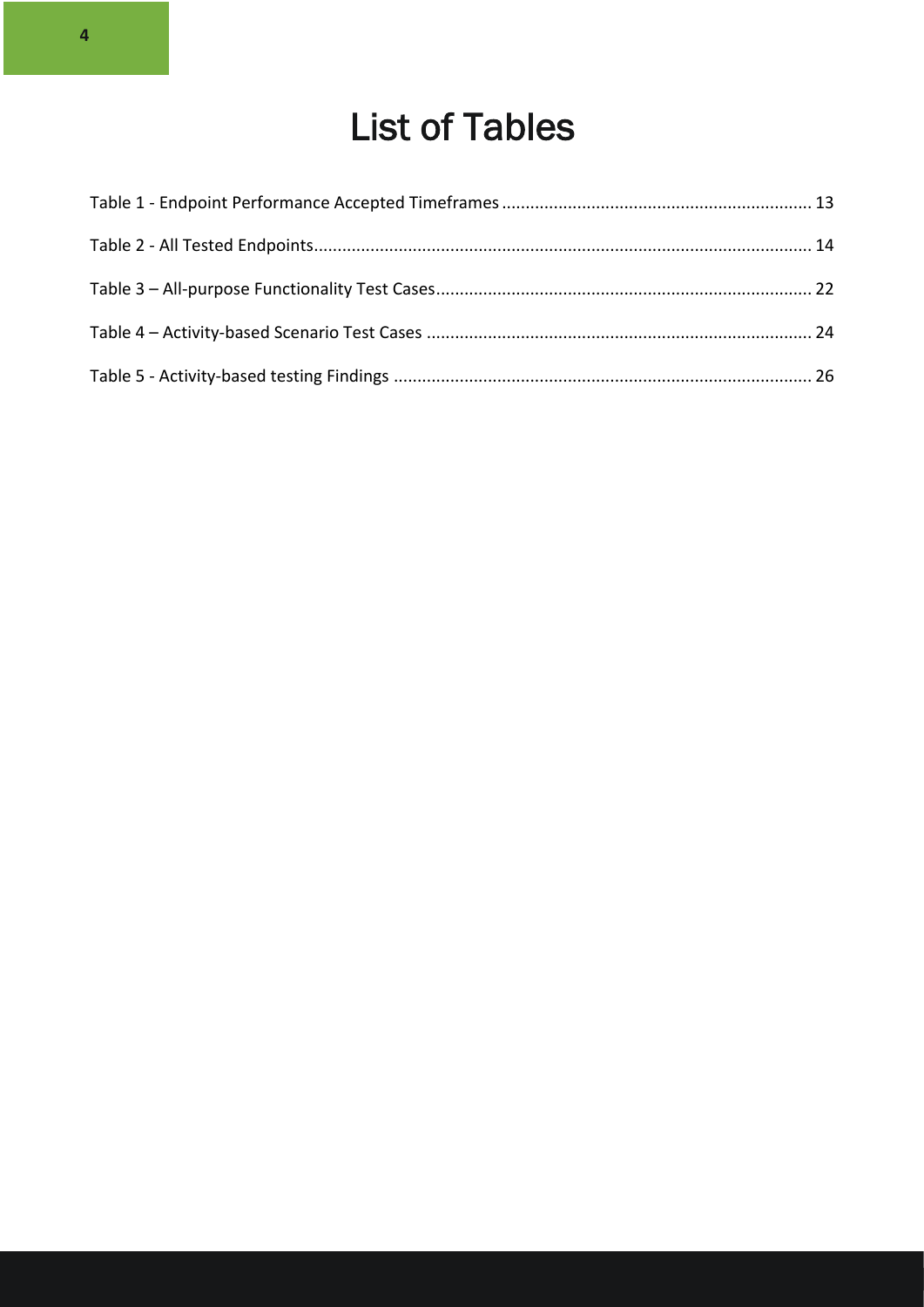# List of Tables

Table 1 - Endpoint Performance Accepted Timeframes ..... 13

Table 2 - All Tested Endpoints ..... 14

Table 3 – All-purpose Functionality Test Cases ..... 22

Table 4 – Activity-based Scenario Test Cases ..... 24

Table 5 - Activity-based testing Findings ..... 26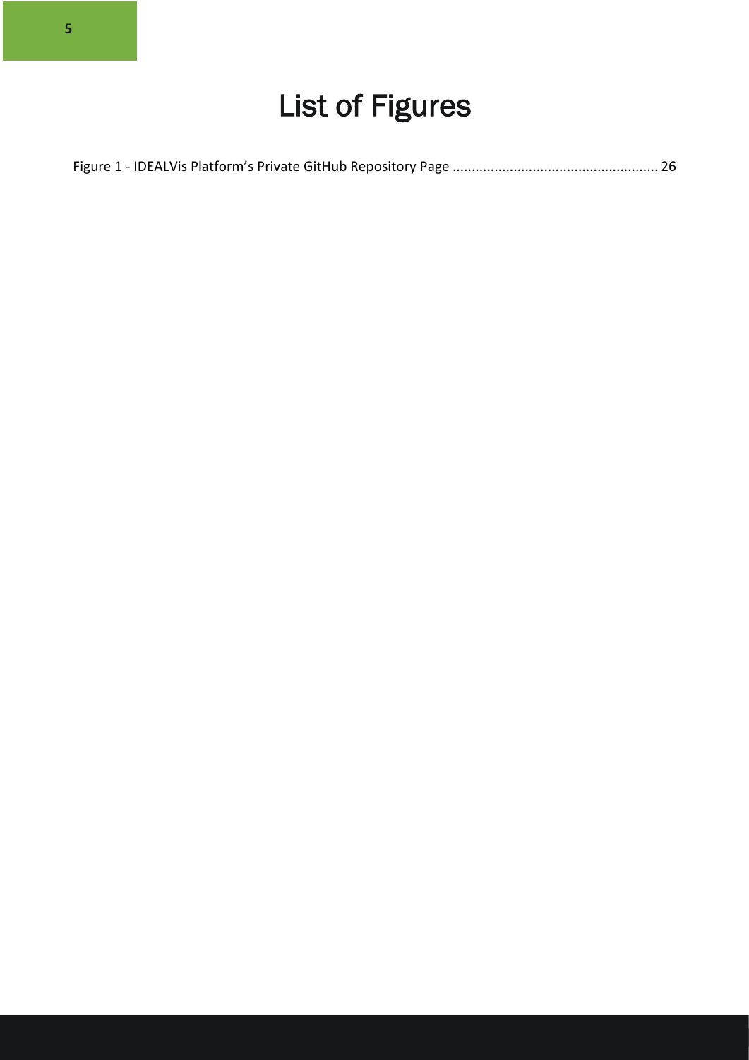# List of Figures

Figure 1 - IDEALVis Platform’s Private GitHub Repository Page ..................................................... 26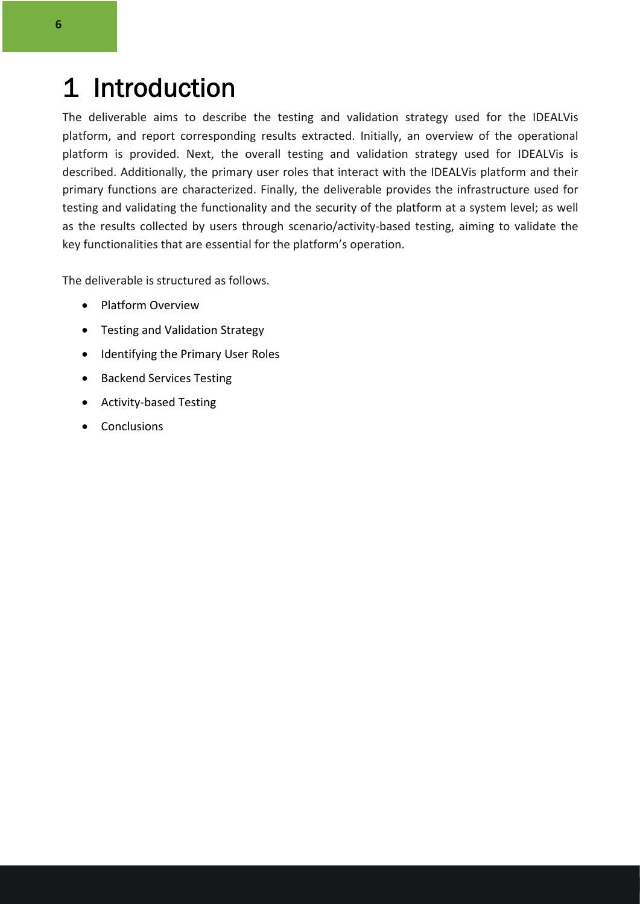# 1 Introduction

The deliverable aims to describe the testing and validation strategy used for the IDEALVis platform, and report corresponding results extracted. Initially, an overview of the operational platform is provided. Next, the overall testing and validation strategy used for IDEALVis is described. Additionally, the primary user roles that interact with the IDEALVis platform and their primary functions are characterized. Finally, the deliverable provides the infrastructure used for testing and validating the functionality and the security of the platform at a system level; as well as the results collected by users through scenario/activity-based testing, aiming to validate the key functionalities that are essential for the platform's operation.

The deliverable is structured as follows.

- Platform Overview
- Testing and Validation Strategy
- Identifying the Primary User Roles
- Backend Services Testing
- Activity-based Testing
- Conclusions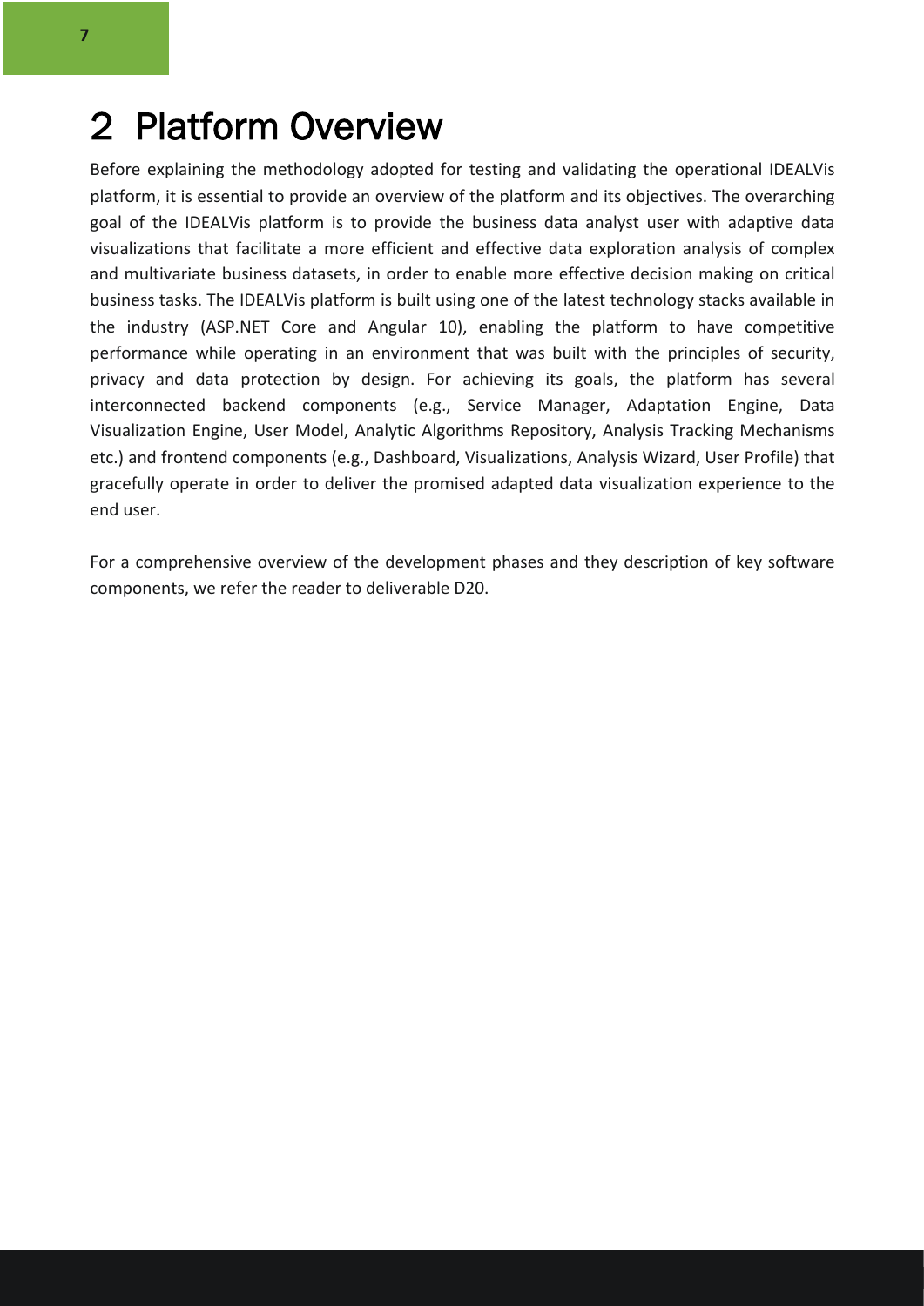# 2 Platform Overview

Before explaining the methodology adopted for testing and validating the operational IDEALVis platform, it is essential to provide an overview of the platform and its objectives. The overarching goal of the IDEALVis platform is to provide the business data analyst user with adaptive data visualizations that facilitate a more efficient and effective data exploration analysis of complex and multivariate business datasets, in order to enable more effective decision making on critical business tasks. The IDEALVis platform is built using one of the latest technology stacks available in the industry (ASP.NET Core and Angular 10), enabling the platform to have competitive performance while operating in an environment that was built with the principles of security, privacy and data protection by design. For achieving its goals, the platform has several interconnected backend components (e.g., Service Manager, Adaptation Engine, Data Visualization Engine, User Model, Analytic Algorithms Repository, Analysis Tracking Mechanisms etc.) and frontend components (e.g., Dashboard, Visualizations, Analysis Wizard, User Profile) that gracefully operate in order to deliver the promised adapted data visualization experience to the end user.

For a comprehensive overview of the development phases and they description of key software components, we refer the reader to deliverable D20.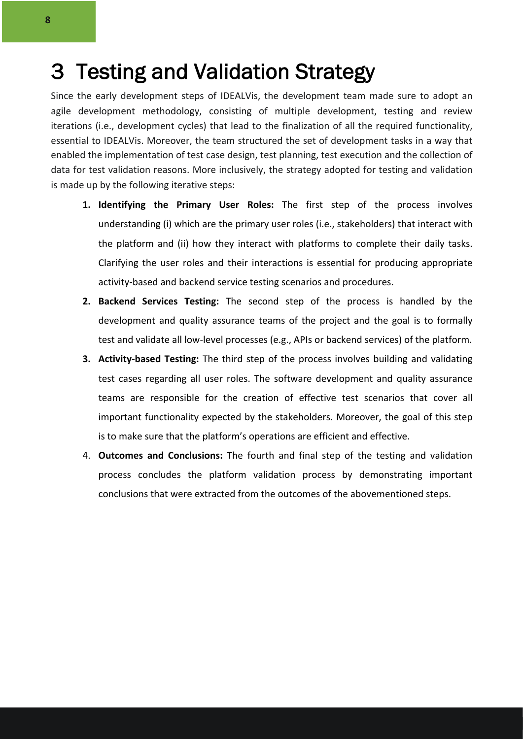# 3 Testing and Validation Strategy

Since the early development steps of IDEALVis, the development team made sure to adopt an agile development methodology, consisting of multiple development, testing and review iterations (i.e., development cycles) that lead to the finalization of all the required functionality, essential to IDEALVis. Moreover, the team structured the set of development tasks in a way that enabled the implementation of test case design, test planning, test execution and the collection of data for test validation reasons. More inclusively, the strategy adopted for testing and validation is made up by the following iterative steps:

1. **Identifying the Primary User Roles:** The first step of the process involves understanding (i) which are the primary user roles (i.e., stakeholders) that interact with the platform and (ii) how they interact with platforms to complete their daily tasks. Clarifying the user roles and their interactions is essential for producing appropriate activity-based and backend service testing scenarios and procedures.
2. **Backend Services Testing:** The second step of the process is handled by the development and quality assurance teams of the project and the goal is to formally test and validate all low-level processes (e.g., APIs or backend services) of the platform.
3. **Activity-based Testing:** The third step of the process involves building and validating test cases regarding all user roles. The software development and quality assurance teams are responsible for the creation of effective test scenarios that cover all important functionality expected by the stakeholders. Moreover, the goal of this step is to make sure that the platform's operations are efficient and effective.
4. **Outcomes and Conclusions:** The fourth and final step of the testing and validation process concludes the platform validation process by demonstrating important conclusions that were extracted from the outcomes of the abovementioned steps.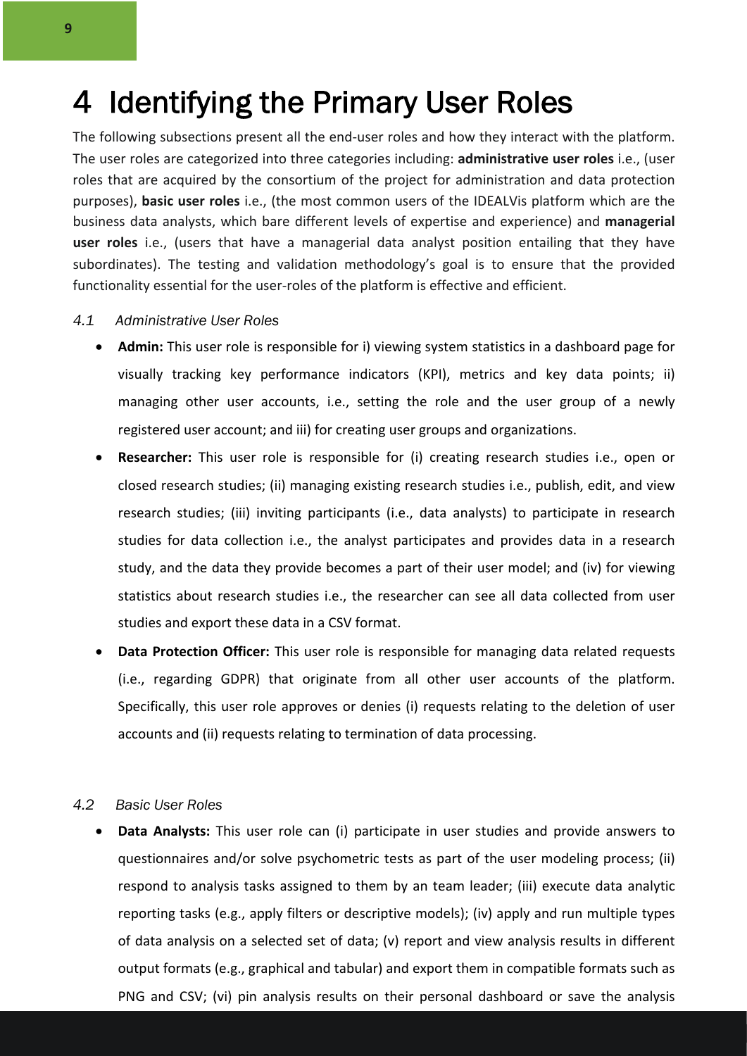# 4 Identifying the Primary User Roles

The following subsections present all the end-user roles and how they interact with the platform. The user roles are categorized into three categories including: **administrative user roles** i.e., (user roles that are acquired by the consortium of the project for administration and data protection purposes), **basic user roles** i.e., (the most common users of the IDEALVis platform which are the business data analysts, which bare different levels of expertise and experience) and **managerial user roles** i.e., (users that have a managerial data analyst position entailing that they have subordinates). The testing and validation methodology's goal is to ensure that the provided functionality essential for the user-roles of the platform is effective and efficient.

## 4.1 Administrative User Roles

- **Admin:** This user role is responsible for i) viewing system statistics in a dashboard page for visually tracking key performance indicators (KPI), metrics and key data points; ii) managing other user accounts, i.e., setting the role and the user group of a newly registered user account; and iii) for creating user groups and organizations.
- **Researcher:** This user role is responsible for (i) creating research studies i.e., open or closed research studies; (ii) managing existing research studies i.e., publish, edit, and view research studies; (iii) inviting participants (i.e., data analysts) to participate in research studies for data collection i.e., the analyst participates and provides data in a research study, and the data they provide becomes a part of their user model; and (iv) for viewing statistics about research studies i.e., the researcher can see all data collected from user studies and export these data in a CSV format.
- **Data Protection Officer:** This user role is responsible for managing data related requests (i.e., regarding GDPR) that originate from all other user accounts of the platform. Specifically, this user role approves or denies (i) requests relating to the deletion of user accounts and (ii) requests relating to termination of data processing.

## 4.2 Basic User Roles

- **Data Analysts:** This user role can (i) participate in user studies and provide answers to questionnaires and/or solve psychometric tests as part of the user modeling process; (ii) respond to analysis tasks assigned to them by an team leader; (iii) execute data analytic reporting tasks (e.g., apply filters or descriptive models); (iv) apply and run multiple types of data analysis on a selected set of data; (v) report and view analysis results in different output formats (e.g., graphical and tabular) and export them in compatible formats such as PNG and CSV; (vi) pin analysis results on their personal dashboard or save the analysis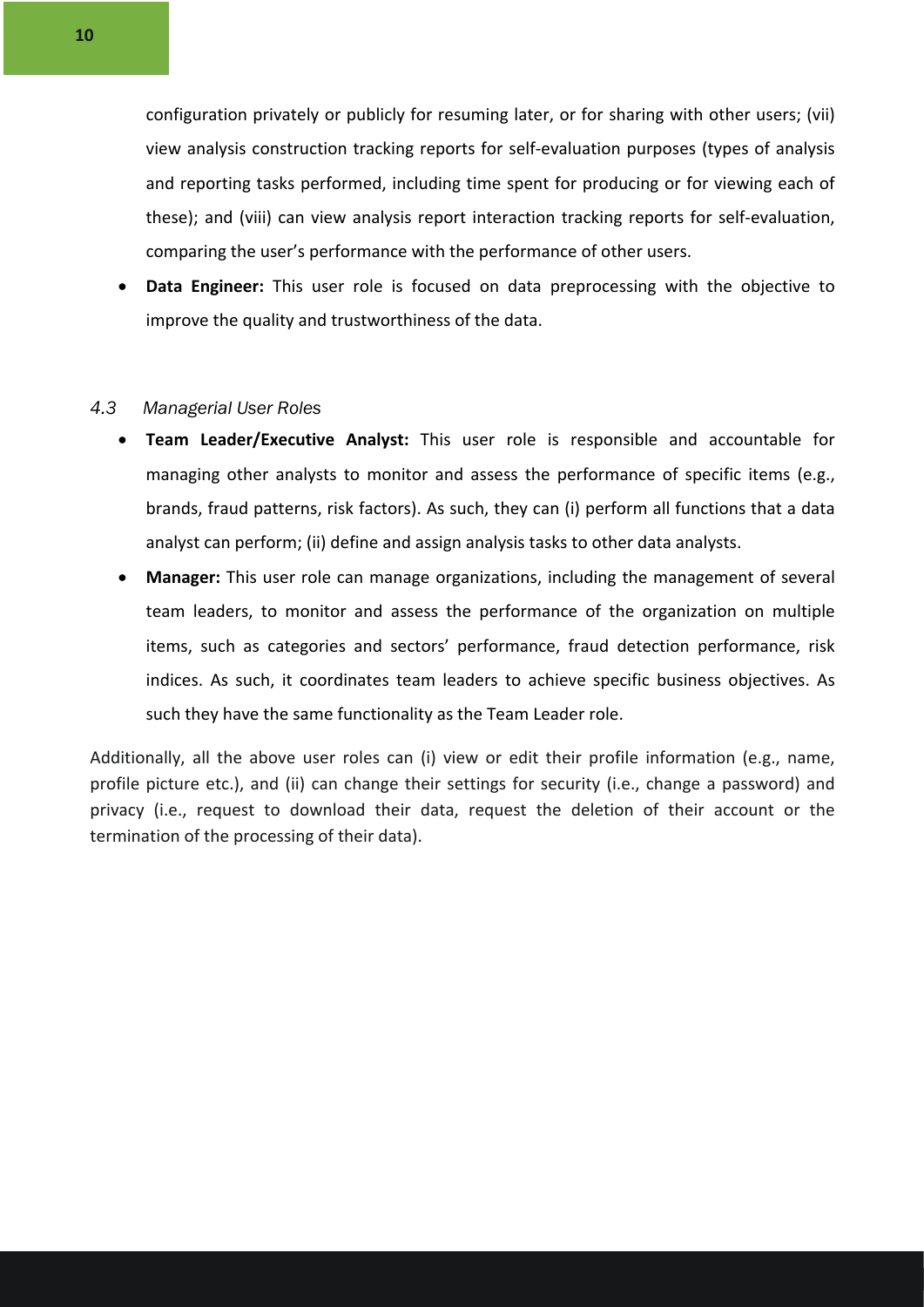configuration privately or publicly for resuming later, or for sharing with other users; (vii) view analysis construction tracking reports for self-evaluation purposes (types of analysis and reporting tasks performed, including time spent for producing or for viewing each of these); and (viii) can view analysis report interaction tracking reports for self-evaluation, comparing the user's performance with the performance of other users.

- **Data Engineer:** This user role is focused on data preprocessing with the objective to improve the quality and trustworthiness of the data.

### *4.3 Managerial User Roles*

- **Team Leader/Executive Analyst:** This user role is responsible and accountable for managing other analysts to monitor and assess the performance of specific items (e.g., brands, fraud patterns, risk factors). As such, they can (i) perform all functions that a data analyst can perform; (ii) define and assign analysis tasks to other data analysts.
- **Manager:** This user role can manage organizations, including the management of several team leaders, to monitor and assess the performance of the organization on multiple items, such as categories and sectors' performance, fraud detection performance, risk indices. As such, it coordinates team leaders to achieve specific business objectives. As such they have the same functionality as the Team Leader role.

Additionally, all the above user roles can (i) view or edit their profile information (e.g., name, profile picture etc.), and (ii) can change their settings for security (i.e., change a password) and privacy (i.e., request to download their data, request the deletion of their account or the termination of the processing of their data).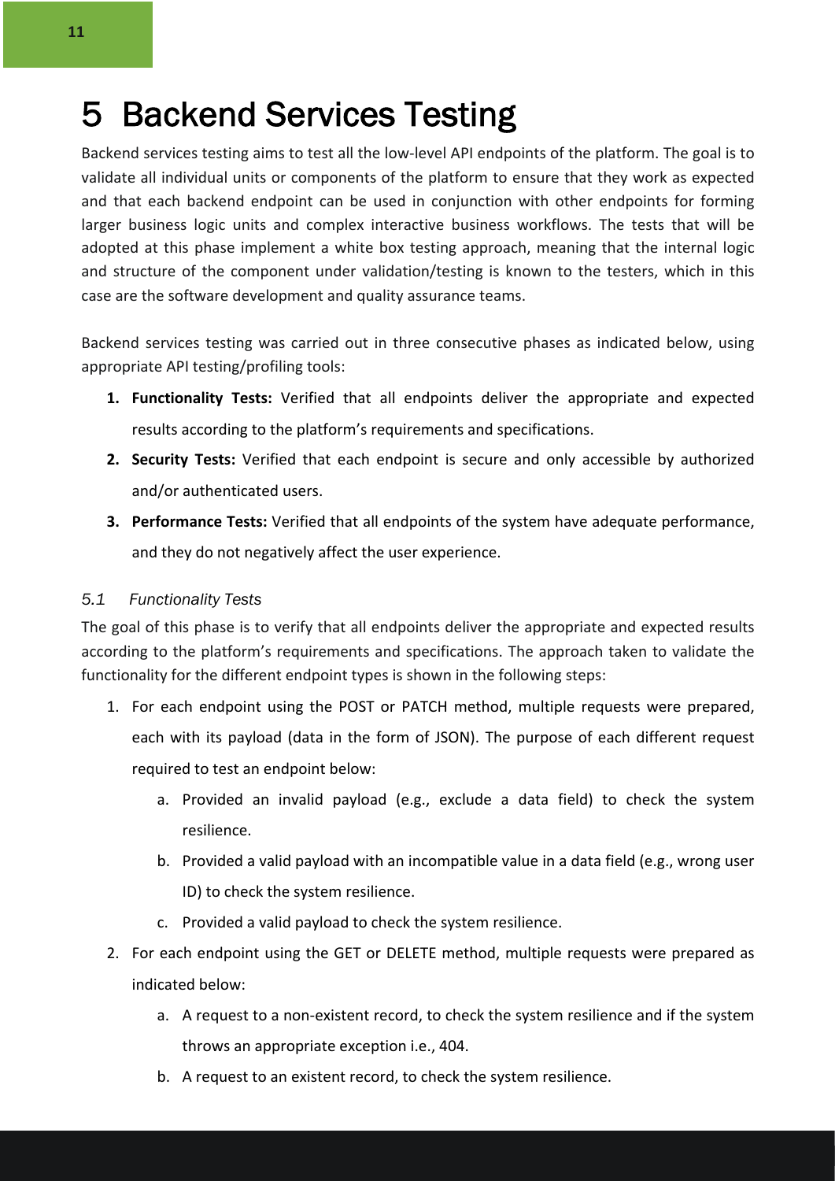# 5 Backend Services Testing

Backend services testing aims to test all the low-level API endpoints of the platform. The goal is to validate all individual units or components of the platform to ensure that they work as expected and that each backend endpoint can be used in conjunction with other endpoints for forming larger business logic units and complex interactive business workflows. The tests that will be adopted at this phase implement a white box testing approach, meaning that the internal logic and structure of the component under validation/testing is known to the testers, which in this case are the software development and quality assurance teams.

Backend services testing was carried out in three consecutive phases as indicated below, using appropriate API testing/profiling tools:

1. **Functionality Tests:** Verified that all endpoints deliver the appropriate and expected results according to the platform's requirements and specifications.
2. **Security Tests:** Verified that each endpoint is secure and only accessible by authorized and/or authenticated users.
3. **Performance Tests:** Verified that all endpoints of the system have adequate performance, and they do not negatively affect the user experience.

## 5.1 Functionality Tests

The goal of this phase is to verify that all endpoints deliver the appropriate and expected results according to the platform's requirements and specifications. The approach taken to validate the functionality for the different endpoint types is shown in the following steps:

1. For each endpoint using the POST or PATCH method, multiple requests were prepared, each with its payload (data in the form of JSON). The purpose of each different request required to test an endpoint below:
   a. Provided an invalid payload (e.g., exclude a data field) to check the system resilience.
   b. Provided a valid payload with an incompatible value in a data field (e.g., wrong user ID) to check the system resilience.
   c. Provided a valid payload to check the system resilience.
2. For each endpoint using the GET or DELETE method, multiple requests were prepared as indicated below:
   a. A request to a non-existent record, to check the system resilience and if the system throws an appropriate exception i.e., 404.
   b. A request to an existent record, to check the system resilience.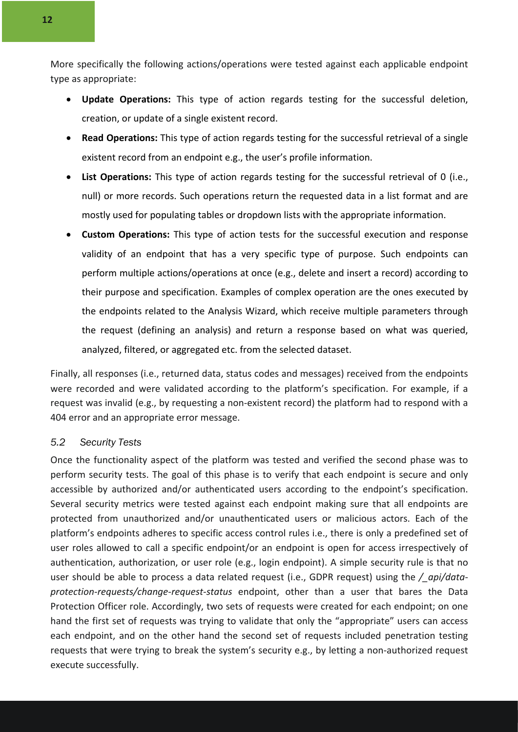More specifically the following actions/operations were tested against each applicable endpoint type as appropriate:

- **Update Operations:** This type of action regards testing for the successful deletion, creation, or update of a single existent record.
- **Read Operations:** This type of action regards testing for the successful retrieval of a single existent record from an endpoint e.g., the user's profile information.
- **List Operations:** This type of action regards testing for the successful retrieval of 0 (i.e., null) or more records. Such operations return the requested data in a list format and are mostly used for populating tables or dropdown lists with the appropriate information.
- **Custom Operations:** This type of action tests for the successful execution and response validity of an endpoint that has a very specific type of purpose. Such endpoints can perform multiple actions/operations at once (e.g., delete and insert a record) according to their purpose and specification. Examples of complex operation are the ones executed by the endpoints related to the Analysis Wizard, which receive multiple parameters through the request (defining an analysis) and return a response based on what was queried, analyzed, filtered, or aggregated etc. from the selected dataset.

Finally, all responses (i.e., returned data, status codes and messages) received from the endpoints were recorded and were validated according to the platform's specification. For example, if a request was invalid (e.g., by requesting a non-existent record) the platform had to respond with a 404 error and an appropriate error message.

### *5.2 Security Tests*

Once the functionality aspect of the platform was tested and verified the second phase was to perform security tests. The goal of this phase is to verify that each endpoint is secure and only accessible by authorized and/or authenticated users according to the endpoint's specification. Several security metrics were tested against each endpoint making sure that all endpoints are protected from unauthorized and/or unauthenticated users or malicious actors. Each of the platform's endpoints adheres to specific access control rules i.e., there is only a predefined set of user roles allowed to call a specific endpoint/or an endpoint is open for access irrespectively of authentication, authorization, or user role (e.g., login endpoint). A simple security rule is that no user should be able to process a data related request (i.e., GDPR request) using the */_api/data-protection-requests/change-request-status* endpoint, other than a user that bares the Data Protection Officer role. Accordingly, two sets of requests were created for each endpoint; on one hand the first set of requests was trying to validate that only the "appropriate" users can access each endpoint, and on the other hand the second set of requests included penetration testing requests that were trying to break the system's security e.g., by letting a non-authorized request execute successfully.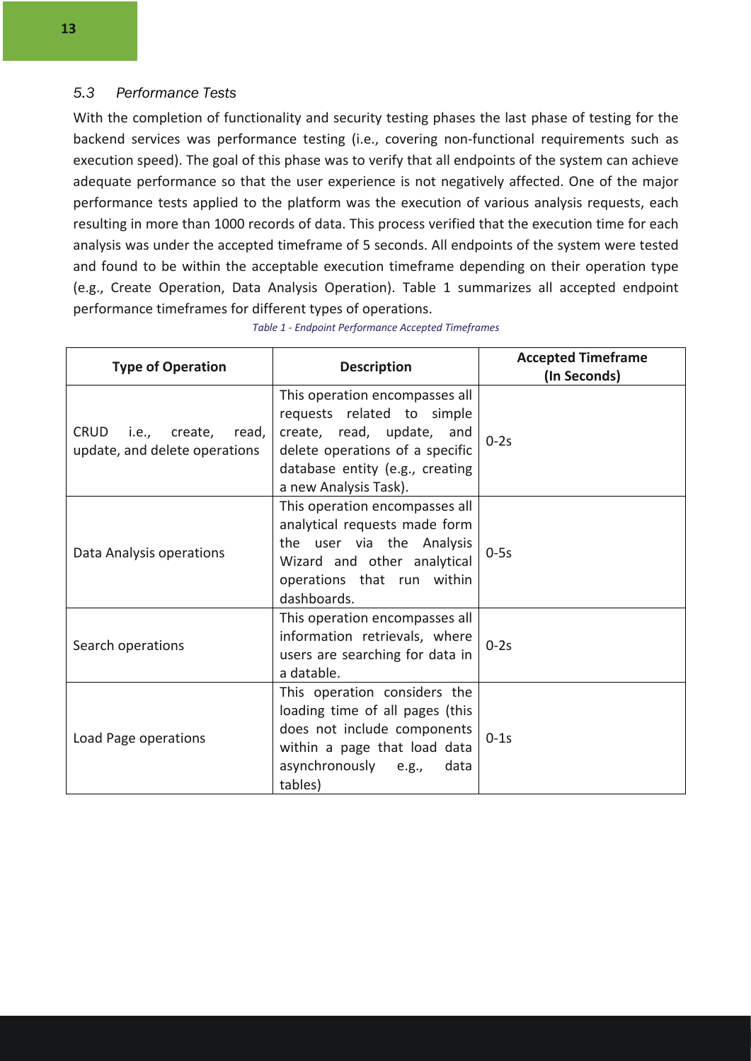### *5.3 Performance Tests*

With the completion of functionality and security testing phases the last phase of testing for the backend services was performance testing (i.e., covering non-functional requirements such as execution speed). The goal of this phase was to verify that all endpoints of the system can achieve adequate performance so that the user experience is not negatively affected. One of the major performance tests applied to the platform was the execution of various analysis requests, each resulting in more than 1000 records of data. This process verified that the execution time for each analysis was under the accepted timeframe of 5 seconds. All endpoints of the system were tested and found to be within the acceptable execution timeframe depending on their operation type (e.g., Create Operation, Data Analysis Operation). Table 1 summarizes all accepted endpoint performance timeframes for different types of operations.

*Table 1 - Endpoint Performance Accepted Timeframes*

| Type of Operation | Description | Accepted Timeframe (In Seconds) |
|---|---|---|
| CRUD i.e., create, read, update, and delete operations | This operation encompasses all requests related to simple create, read, update, and delete operations of a specific database entity (e.g., creating a new Analysis Task). | 0-2s |
| Data Analysis operations | This operation encompasses all analytical requests made form the user via the Analysis Wizard and other analytical operations that run within dashboards. | 0-5s |
| Search operations | This operation encompasses all information retrievals, where users are searching for data in a datable. | 0-2s |
| Load Page operations | This operation considers the loading time of all pages (this does not include components within a page that load data asynchronously e.g., data tables) | 0-1s |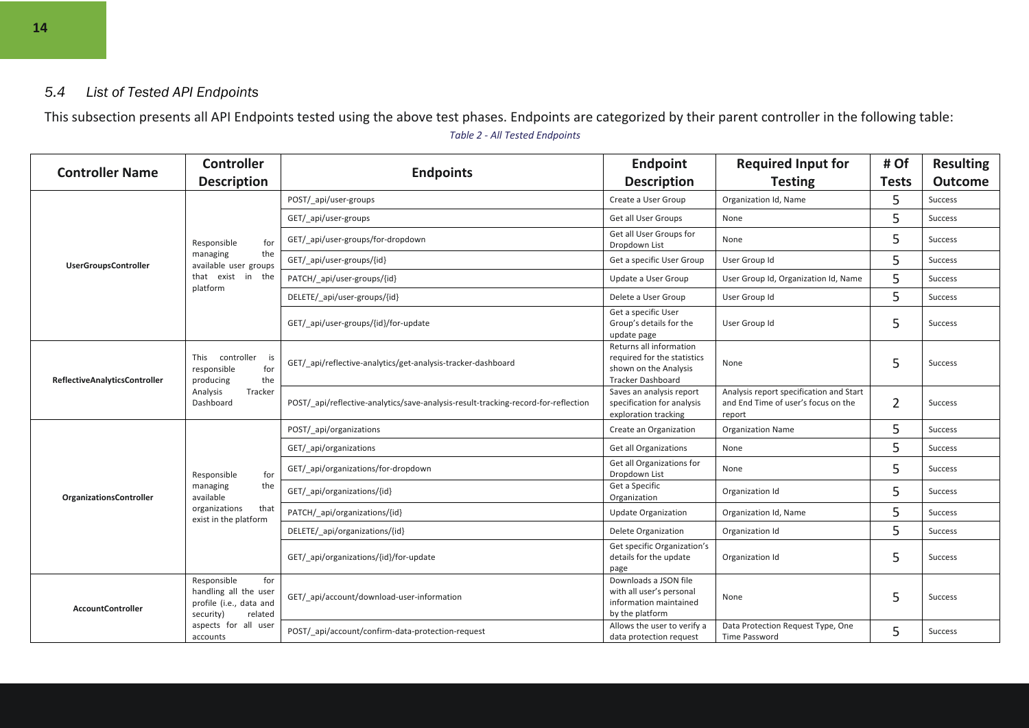### 5.4 List of Tested API Endpoints

This subsection presents all API Endpoints tested using the above test phases. Endpoints are categorized by their parent controller in the following table:

*Table 2 - All Tested Endpoints*

| Controller Name | Controller Description | Endpoints | Endpoint Description | Required Input for Testing | # Of Tests | Resulting Outcome |
|---|---|---|---|---|---|---|
| **UserGroupsController** | Responsible for managing the available user groups that exist in the platform | POST/_api/user-groups | Create a User Group | Organization Id, Name | 5 | Success |
| | | GET/_api/user-groups | Get all User Groups | None | 5 | Success |
| | | GET/_api/user-groups/for-dropdown | Get all User Groups for Dropdown List | None | 5 | Success |
| | | GET/_api/user-groups/{id} | Get a specific User Group | User Group Id | 5 | Success |
| | | PATCH/_api/user-groups/{id} | Update a User Group | User Group Id, Organization Id, Name | 5 | Success |
| | | DELETE/_api/user-groups/{id} | Delete a User Group | User Group Id | 5 | Success |
| | | GET/_api/user-groups/{id}/for-update | Get a specific User Group's details for the update page | User Group Id | 5 | Success |
| **ReflectiveAnalyticsController** | This controller is responsible for producing the Analysis Tracker Dashboard | GET/_api/reflective-analytics/get-analysis-tracker-dashboard | Returns all information required for the statistics shown on the Analysis Tracker Dashboard | None | 5 | Success |
| | | POST/_api/reflective-analytics/save-analysis-result-tracking-record-for-reflection | Saves an analysis report specification for analysis exploration tracking | Analysis report specification and Start and End Time of user's focus on the report | 2 | Success |
| **OrganizationsController** | Responsible for managing the available organizations that exist in the platform | POST/_api/organizations | Create an Organization | Organization Name | 5 | Success |
| | | GET/_api/organizations | Get all Organizations | None | 5 | Success |
| | | GET/_api/organizations/for-dropdown | Get all Organizations for Dropdown List | None | 5 | Success |
| | | GET/_api/organizations/{id} | Get a Specific Organization | Organization Id | 5 | Success |
| | | PATCH/_api/organizations/{id} | Update Organization | Organization Id, Name | 5 | Success |
| | | DELETE/_api/organizations/{id} | Delete Organization | Organization Id | 5 | Success |
| | | GET/_api/organizations/{id}/for-update | Get specific Organization's details for the update page | Organization Id | 5 | Success |
| **AccountController** | Responsible for handling all the user profile (i.e., data and security) related aspects for all user accounts | GET/_api/account/download-user-information | Downloads a JSON file with all user's personal information maintained by the platform | None | 5 | Success |
| | | POST/_api/account/confirm-data-protection-request | Allows the user to verify a data protection request | Data Protection Request Type, One Time Password | 5 | Success |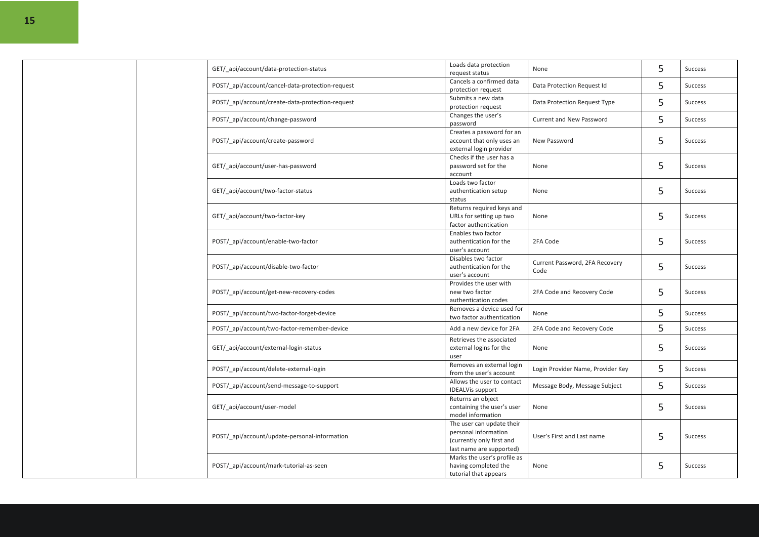| | | | | | | |
|---|---|---|---|---|---|---|
| | | GET/_api/account/data-protection-status | Loads data protection request status | None | 5 | Success |
| | | POST/_api/account/cancel-data-protection-request | Cancels a confirmed data protection request | Data Protection Request Id | 5 | Success |
| | | POST/_api/account/create-data-protection-request | Submits a new data protection request | Data Protection Request Type | 5 | Success |
| | | POST/_api/account/change-password | Changes the user's password | Current and New Password | 5 | Success |
| | | POST/_api/account/create-password | Creates a password for an account that only uses an external login provider | New Password | 5 | Success |
| | | GET/_api/account/user-has-password | Checks if the user has a password set for the account | None | 5 | Success |
| | | GET/_api/account/two-factor-status | Loads two factor authentication setup status | None | 5 | Success |
| | | GET/_api/account/two-factor-key | Returns required keys and URLs for setting up two factor authentication | None | 5 | Success |
| | | POST/_api/account/enable-two-factor | Enables two factor authentication for the user's account | 2FA Code | 5 | Success |
| | | POST/_api/account/disable-two-factor | Disables two factor authentication for the user's account | Current Password, 2FA Recovery Code | 5 | Success |
| | | POST/_api/account/get-new-recovery-codes | Provides the user with new two factor authentication codes | 2FA Code and Recovery Code | 5 | Success |
| | | POST/_api/account/two-factor-forget-device | Removes a device used for two factor authentication | None | 5 | Success |
| | | POST/_api/account/two-factor-remember-device | Add a new device for 2FA | 2FA Code and Recovery Code | 5 | Success |
| | | GET/_api/account/external-login-status | Retrieves the associated external logins for the user | None | 5 | Success |
| | | POST/_api/account/delete-external-login | Removes an external login from the user's account | Login Provider Name, Provider Key | 5 | Success |
| | | POST/_api/account/send-message-to-support | Allows the user to contact IDEALVis support | Message Body, Message Subject | 5 | Success |
| | | GET/_api/account/user-model | Returns an object containing the user's user model information | None | 5 | Success |
| | | POST/_api/account/update-personal-information | The user can update their personal information (currently only first and last name are supported) | User's First and Last name | 5 | Success |
| | | POST/_api/account/mark-tutorial-as-seen | Marks the user's profile as having completed the tutorial that appears | None | 5 | Success |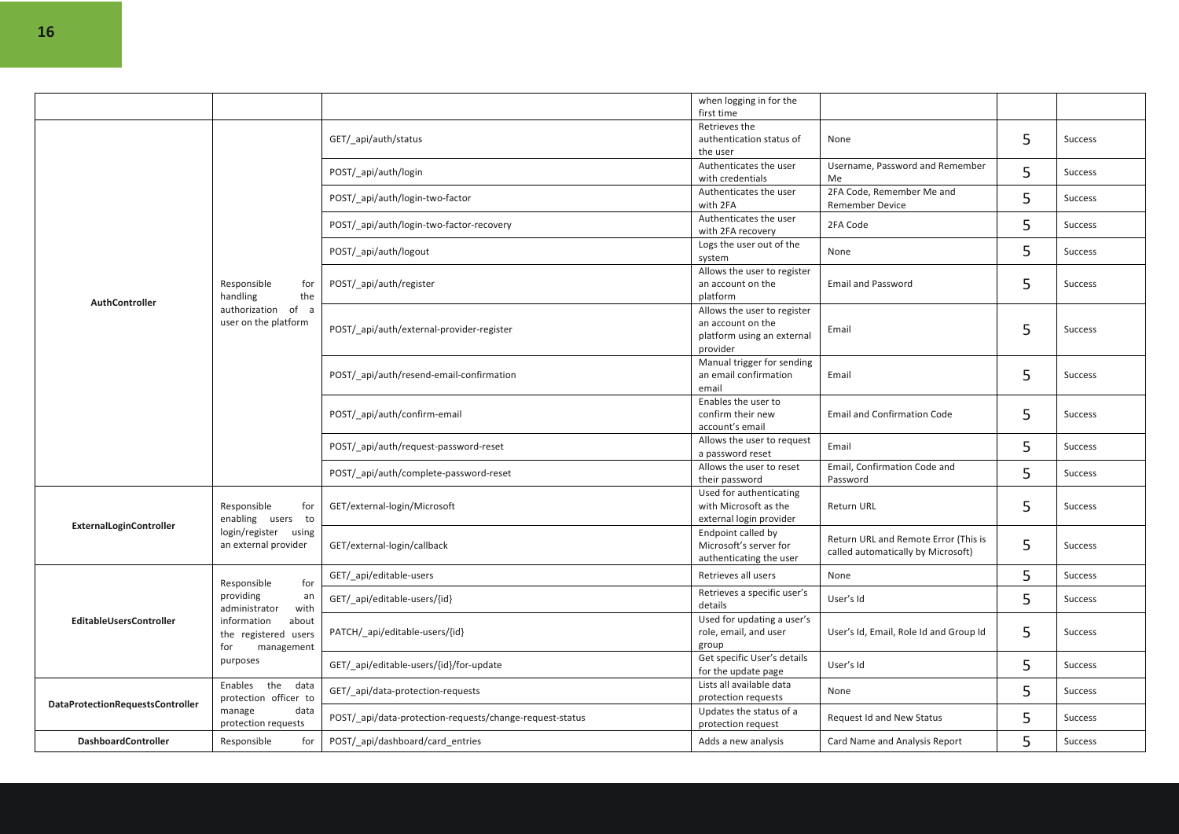|  |  |  | when logging in for the first time |  |  |  |
|---|---|---|---|---|---|---|
| **AuthController** | Responsible for handling the authorization of a user on the platform | GET/_api/auth/status | Retrieves the authentication status of the user | None | 5 | Success |
|  |  | POST/_api/auth/login | Authenticates the user with credentials | Username, Password and Remember Me | 5 | Success |
|  |  | POST/_api/auth/login-two-factor | Authenticates the user with 2FA | 2FA Code, Remember Me and Remember Device | 5 | Success |
|  |  | POST/_api/auth/login-two-factor-recovery | Authenticates the user with 2FA recovery | 2FA Code | 5 | Success |
|  |  | POST/_api/auth/logout | Logs the user out of the system | None | 5 | Success |
|  |  | POST/_api/auth/register | Allows the user to register an account on the platform | Email and Password | 5 | Success |
|  |  | POST/_api/auth/external-provider-register | Allows the user to register an account on the platform using an external provider | Email | 5 | Success |
|  |  | POST/_api/auth/resend-email-confirmation | Manual trigger for sending an email confirmation email | Email | 5 | Success |
|  |  | POST/_api/auth/confirm-email | Enables the user to confirm their new account's email | Email and Confirmation Code | 5 | Success |
|  |  | POST/_api/auth/request-password-reset | Allows the user to request a password reset | Email | 5 | Success |
|  |  | POST/_api/auth/complete-password-reset | Allows the user to reset their password | Email, Confirmation Code and Password | 5 | Success |
| **ExternalLoginController** | Responsible for enabling users to login/register using an external provider | GET/external-login/Microsoft | Used for authenticating with Microsoft as the external login provider | Return URL | 5 | Success |
|  |  | GET/external-login/callback | Endpoint called by Microsoft's server for authenticating the user | Return URL and Remote Error (This is called automatically by Microsoft) | 5 | Success |
| **EditableUsersController** | Responsible for providing an administrator with information about the registered users for management purposes | GET/_api/editable-users | Retrieves all users | None | 5 | Success |
|  |  | GET/_api/editable-users/{id} | Retrieves a specific user's details | User's Id | 5 | Success |
|  |  | PATCH/_api/editable-users/{id} | Used for updating a user's role, email, and user group | User's Id, Email, Role Id and Group Id | 5 | Success |
|  |  | GET/_api/editable-users/{id}/for-update | Get specific User's details for the update page | User's Id | 5 | Success |
| **DataProtectionRequestsController** | Enables the data protection officer to manage data protection requests | GET/_api/data-protection-requests | Lists all available data protection requests | None | 5 | Success |
|  |  | POST/_api/data-protection-requests/change-request-status | Updates the status of a protection request | Request Id and New Status | 5 | Success |
| **DashboardController** | Responsible for | POST/_api/dashboard/card_entries | Adds a new analysis | Card Name and Analysis Report | 5 | Success |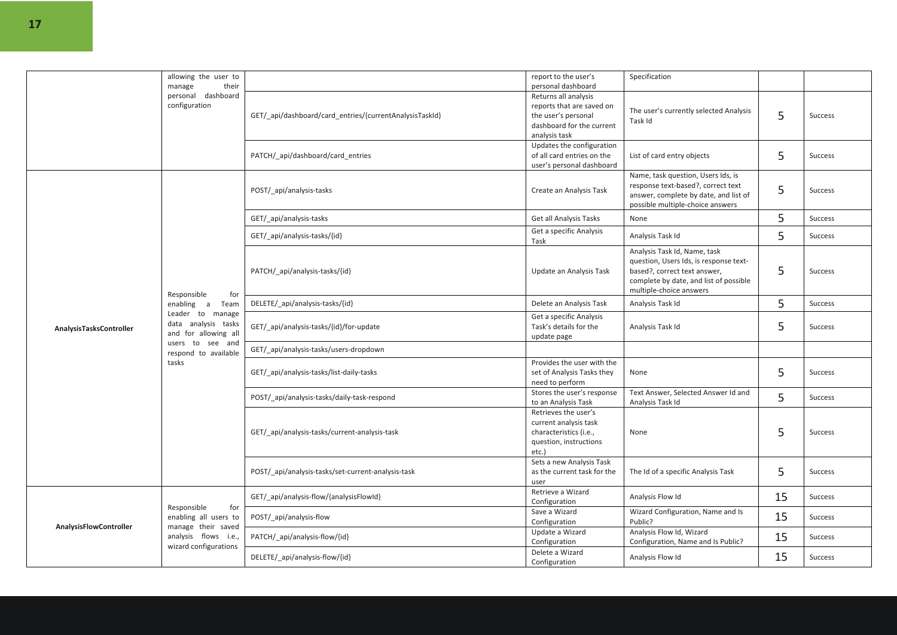| | | | | | | |
|---|---|---|---|---|---|---|
| | allowing the user to manage their personal dashboard configuration | | report to the user's personal dashboard | Specification | | |
| | | GET/_api/dashboard/card_entries/{currentAnalysisTaskId} | Returns all analysis reports that are saved on the user's personal dashboard for the current analysis task | The user's currently selected Analysis Task Id | 5 | Success |
| | | PATCH/_api/dashboard/card_entries | Updates the configuration of all card entries on the user's personal dashboard | List of card entry objects | 5 | Success |
| **AnalysisTasksController** | Responsible for enabling a Team Leader to manage data analysis tasks and for allowing all users to see and respond to available tasks | POST/_api/analysis-tasks | Create an Analysis Task | Name, task question, Users Ids, is response text-based?, correct text answer, complete by date, and list of possible multiple-choice answers | 5 | Success |
| | | GET/_api/analysis-tasks | Get all Analysis Tasks | None | 5 | Success |
| | | GET/_api/analysis-tasks/{id} | Get a specific Analysis Task | Analysis Task Id | 5 | Success |
| | | PATCH/_api/analysis-tasks/{id} | Update an Analysis Task | Analysis Task Id, Name, task question, Users Ids, is response text-based?, correct text answer, complete by date, and list of possible multiple-choice answers | 5 | Success |
| | | DELETE/_api/analysis-tasks/{id} | Delete an Analysis Task | Analysis Task Id | 5 | Success |
| | | GET/_api/analysis-tasks/{id}/for-update | Get a specific Analysis Task's details for the update page | Analysis Task Id | 5 | Success |
| | | GET/_api/analysis-tasks/users-dropdown | | | | |
| | | GET/_api/analysis-tasks/list-daily-tasks | Provides the user with the set of Analysis Tasks they need to perform | None | 5 | Success |
| | | POST/_api/analysis-tasks/daily-task-respond | Stores the user's response to an Analysis Task | Text Answer, Selected Answer Id and Analysis Task Id | 5 | Success |
| | | GET/_api/analysis-tasks/current-analysis-task | Retrieves the user's current analysis task characteristics (i.e., question, instructions etc.) | None | 5 | Success |
| | | POST/_api/analysis-tasks/set-current-analysis-task | Sets a new Analysis Task as the current task for the user | The Id of a specific Analysis Task | 5 | Success |
| **AnalysisFlowController** | Responsible for enabling all users to manage their saved analysis flows i.e., wizard configurations | GET/_api/analysis-flow/{analysisFlowId} | Retrieve a Wizard Configuration | Analysis Flow Id | 15 | Success |
| | | POST/_api/analysis-flow | Save a Wizard Configuration | Wizard Configuration, Name and Is Public? | 15 | Success |
| | | PATCH/_api/analysis-flow/{id} | Update a Wizard Configuration | Analysis Flow Id, Wizard Configuration, Name and Is Public? | 15 | Success |
| | | DELETE/_api/analysis-flow/{id} | Delete a Wizard Configuration | Analysis Flow Id | 15 | Success |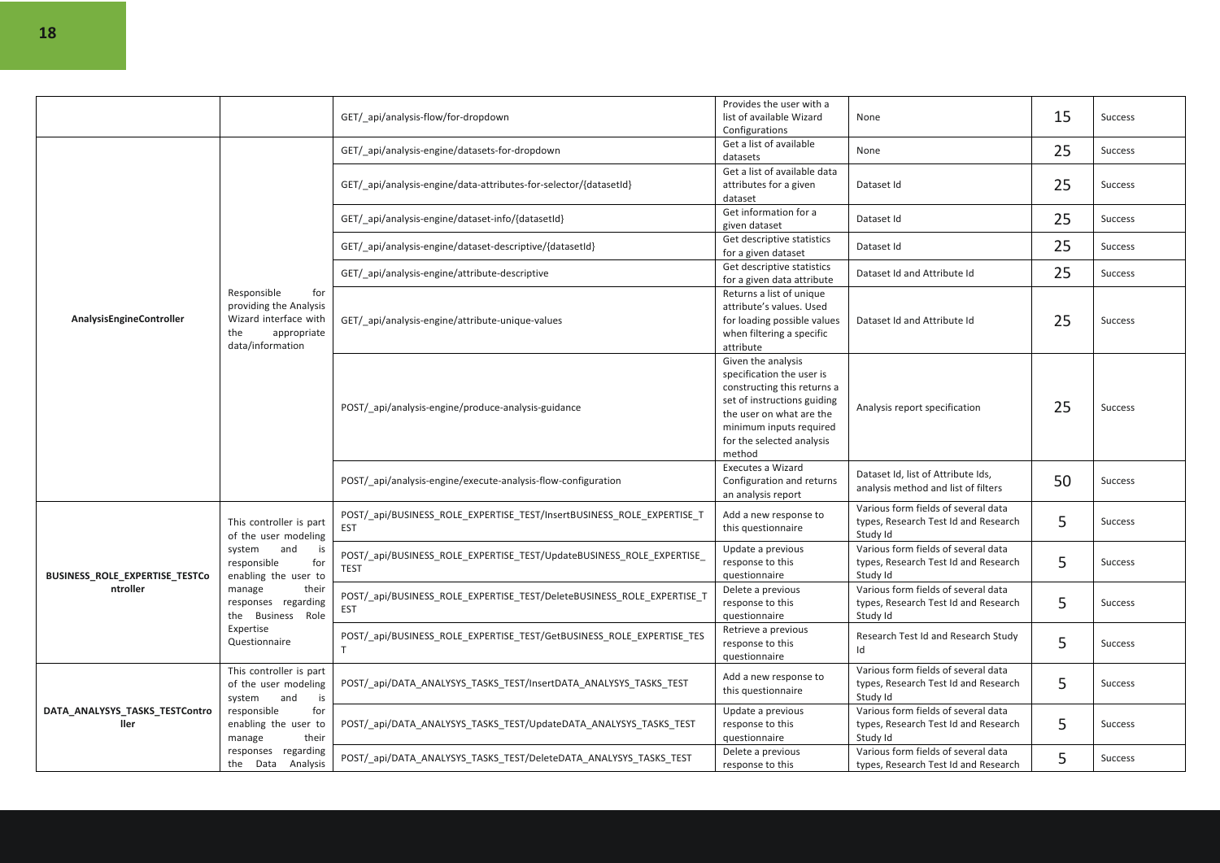| | | | | | | |
|---|---|---|---|---|---|---|
| | | GET/_api/analysis-flow/for-dropdown | Provides the user with a list of available Wizard Configurations | None | 15 | Success |
| **AnalysisEngineController** | Responsible for providing the Analysis Wizard interface with the appropriate data/information | GET/_api/analysis-engine/datasets-for-dropdown | Get a list of available datasets | None | 25 | Success |
| | | GET/_api/analysis-engine/data-attributes-for-selector/{datasetId} | Get a list of available data attributes for a given dataset | Dataset Id | 25 | Success |
| | | GET/_api/analysis-engine/dataset-info/{datasetId} | Get information for a given dataset | Dataset Id | 25 | Success |
| | | GET/_api/analysis-engine/dataset-descriptive/{datasetId} | Get descriptive statistics for a given dataset | Dataset Id | 25 | Success |
| | | GET/_api/analysis-engine/attribute-descriptive | Get descriptive statistics for a given data attribute | Dataset Id and Attribute Id | 25 | Success |
| | | GET/_api/analysis-engine/attribute-unique-values | Returns a list of unique attribute's values. Used for loading possible values when filtering a specific attribute | Dataset Id and Attribute Id | 25 | Success |
| | | POST/_api/analysis-engine/produce-analysis-guidance | Given the analysis specification the user is constructing this returns a set of instructions guiding the user on what are the minimum inputs required for the selected analysis method | Analysis report specification | 25 | Success |
| | | POST/_api/analysis-engine/execute-analysis-flow-configuration | Executes a Wizard Configuration and returns an analysis report | Dataset Id, list of Attribute Ids, analysis method and list of filters | 50 | Success |
| **BUSINESS_ROLE_EXPERTISE_TESTController** | This controller is part of the user modeling system and is responsible for enabling the user to manage their responses regarding the Business Role Expertise Questionnaire | POST/_api/BUSINESS_ROLE_EXPERTISE_TEST/InsertBUSINESS_ROLE_EXPERTISE_TEST | Add a new response to this questionnaire | Various form fields of several data types, Research Test Id and Research Study Id | 5 | Success |
| | | POST/_api/BUSINESS_ROLE_EXPERTISE_TEST/UpdateBUSINESS_ROLE_EXPERTISE_TEST | Update a previous response to this questionnaire | Various form fields of several data types, Research Test Id and Research Study Id | 5 | Success |
| | | POST/_api/BUSINESS_ROLE_EXPERTISE_TEST/DeleteBUSINESS_ROLE_EXPERTISE_TEST | Delete a previous response to this questionnaire | Various form fields of several data types, Research Test Id and Research Study Id | 5 | Success |
| | | POST/_api/BUSINESS_ROLE_EXPERTISE_TEST/GetBUSINESS_ROLE_EXPERTISE_TEST | Retrieve a previous response to this questionnaire | Research Test Id and Research Study Id | 5 | Success |
| **DATA_ANALYSYS_TASKS_TESTController** | This controller is part of the user modeling system and is responsible for enabling the user to manage their responses regarding the Data Analysis | POST/_api/DATA_ANALYSYS_TASKS_TEST/InsertDATA_ANALYSYS_TASKS_TEST | Add a new response to this questionnaire | Various form fields of several data types, Research Test Id and Research Study Id | 5 | Success |
| | | POST/_api/DATA_ANALYSYS_TASKS_TEST/UpdateDATA_ANALYSYS_TASKS_TEST | Update a previous response to this questionnaire | Various form fields of several data types, Research Test Id and Research Study Id | 5 | Success |
| | | POST/_api/DATA_ANALYSYS_TASKS_TEST/DeleteDATA_ANALYSYS_TASKS_TEST | Delete a previous response to this | Various form fields of several data types, Research Test Id and Research | 5 | Success |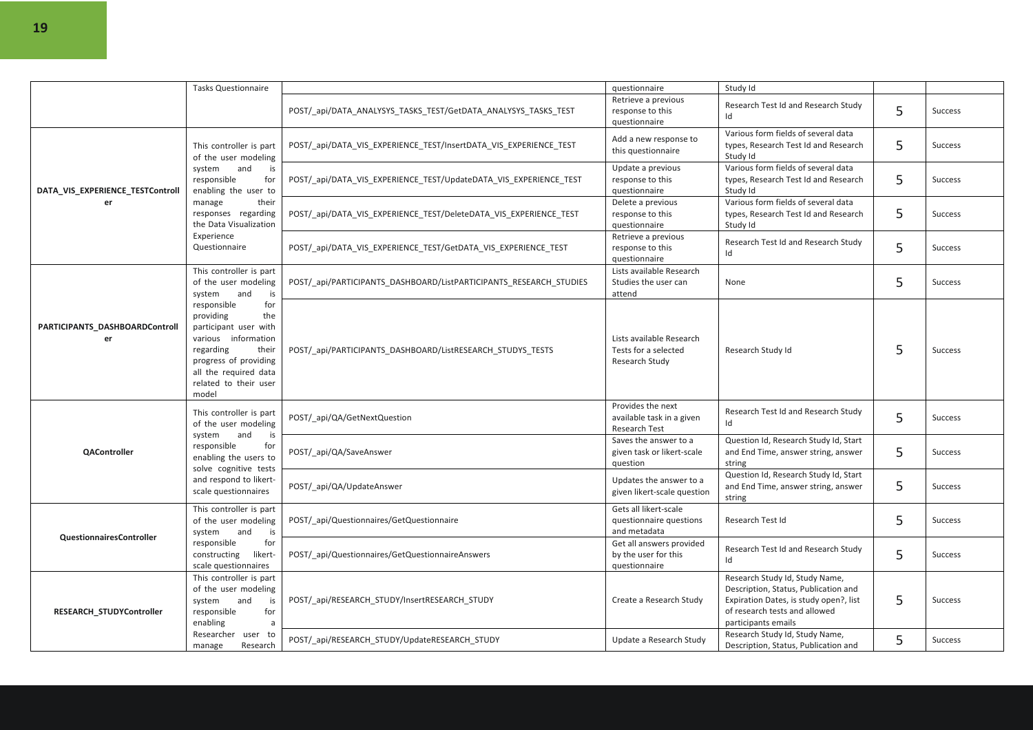|  |  |  |  |  |  |  |
|---|---|---|---|---|---|---|
|  | Tasks Questionnaire |  | questionnaire | Study Id |  |  |
|  |  | POST/_api/DATA_ANALYSYS_TASKS_TEST/GetDATA_ANALYSYS_TASKS_TEST | Retrieve a previous response to this questionnaire | Research Test Id and Research Study Id | 5 | Success |
| DATA_VIS_EXPERIENCE_TESTController | This controller is part of the user modeling system and is responsible for enabling the user to manage their responses regarding the Data Visualization Experience Questionnaire | POST/_api/DATA_VIS_EXPERIENCE_TEST/InsertDATA_VIS_EXPERIENCE_TEST | Add a new response to this questionnaire | Various form fields of several data types, Research Test Id and Research Study Id | 5 | Success |
|  |  | POST/_api/DATA_VIS_EXPERIENCE_TEST/UpdateDATA_VIS_EXPERIENCE_TEST | Update a previous response to this questionnaire | Various form fields of several data types, Research Test Id and Research Study Id | 5 | Success |
|  |  | POST/_api/DATA_VIS_EXPERIENCE_TEST/DeleteDATA_VIS_EXPERIENCE_TEST | Delete a previous response to this questionnaire | Various form fields of several data types, Research Test Id and Research Study Id | 5 | Success |
|  |  | POST/_api/DATA_VIS_EXPERIENCE_TEST/GetDATA_VIS_EXPERIENCE_TEST | Retrieve a previous response to this questionnaire | Research Test Id and Research Study Id | 5 | Success |
| PARTICIPANTS_DASHBOARDController | This controller is part of the user modeling system and is responsible for providing the participant user with various information regarding their progress of providing all the required data related to their user model | POST/_api/PARTICIPANTS_DASHBOARD/ListPARTICIPANTS_RESEARCH_STUDIES | Lists available Research Studies the user can attend | None | 5 | Success |
|  |  | POST/_api/PARTICIPANTS_DASHBOARD/ListRESEARCH_STUDYS_TESTS | Lists available Research Tests for a selected Research Study | Research Study Id | 5 | Success |
| QAController | This controller is part of the user modeling system and is responsible for enabling the users to solve cognitive tests and respond to likert-scale questionnaires | POST/_api/QA/GetNextQuestion | Provides the next available task in a given Research Test | Research Test Id and Research Study Id | 5 | Success |
|  |  | POST/_api/QA/SaveAnswer | Saves the answer to a given task or likert-scale question | Question Id, Research Study Id, Start and End Time, answer string, answer string | 5 | Success |
|  |  | POST/_api/QA/UpdateAnswer | Updates the answer to a given likert-scale question | Question Id, Research Study Id, Start and End Time, answer string, answer string | 5 | Success |
| QuestionnairesController | This controller is part of the user modeling system and is responsible for constructing likert-scale questionnaires | POST/_api/Questionnaires/GetQuestionnaire | Gets all likert-scale questionnaire questions and metadata | Research Test Id | 5 | Success |
|  |  | POST/_api/Questionnaires/GetQuestionnaireAnswers | Get all answers provided by the user for this questionnaire | Research Test Id and Research Study Id | 5 | Success |
| RESEARCH_STUDYController | This controller is part of the user modeling system and is responsible for enabling a Researcher user to manage Research | POST/_api/RESEARCH_STUDY/InsertRESEARCH_STUDY | Create a Research Study | Research Study Id, Study Name, Description, Status, Publication and Expiration Dates, is study open?, list of research tests and allowed participants emails | 5 | Success |
|  |  | POST/_api/RESEARCH_STUDY/UpdateRESEARCH_STUDY | Update a Research Study | Research Study Id, Study Name, Description, Status, Publication and | 5 | Success |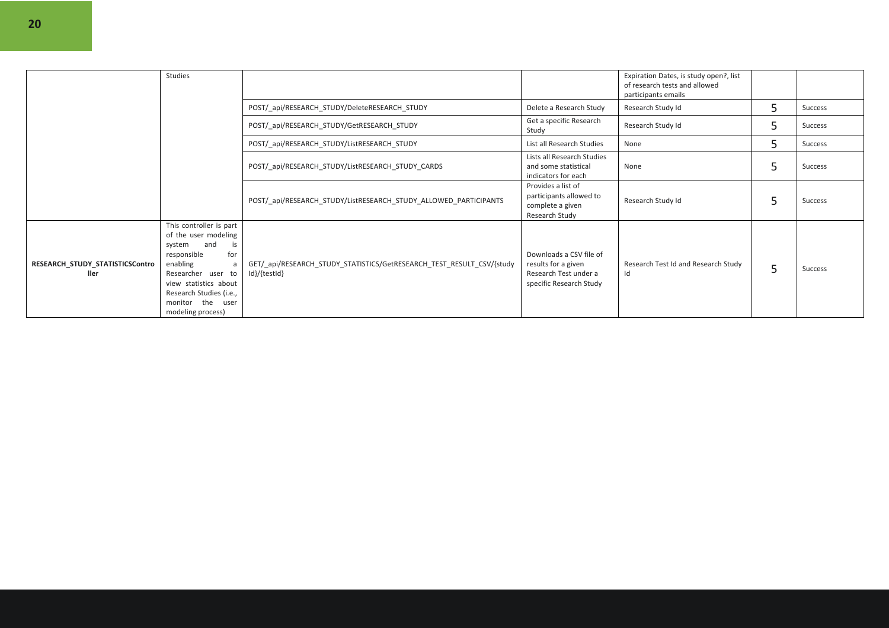| | Studies | | | Expiration Dates, is study open?, list of research tests and allowed participants emails | | |
|---|---|---|---|---|---|---|
| | | POST/_api/RESEARCH_STUDY/DeleteRESEARCH_STUDY | Delete a Research Study | Research Study Id | 5 | Success |
| | | POST/_api/RESEARCH_STUDY/GetRESEARCH_STUDY | Get a specific Research Study | Research Study Id | 5 | Success |
| | | POST/_api/RESEARCH_STUDY/ListRESEARCH_STUDY | List all Research Studies | None | 5 | Success |
| | | POST/_api/RESEARCH_STUDY/ListRESEARCH_STUDY_CARDS | Lists all Research Studies and some statistical indicators for each | None | 5 | Success |
| | | POST/_api/RESEARCH_STUDY/ListRESEARCH_STUDY_ALLOWED_PARTICIPANTS | Provides a list of participants allowed to complete a given Research Study | Research Study Id | 5 | Success |
| **RESEARCH_STUDY_STATISTICSController** | This controller is part of the user modeling system and is responsible for enabling a Researcher user to view statistics about Research Studies (i.e., monitor the user modeling process) | GET/_api/RESEARCH_STUDY_STATISTICS/GetRESEARCH_TEST_RESULT_CSV/{studyId}/{testId} | Downloads a CSV file of results for a given Research Test under a specific Research Study | Research Test Id and Research Study Id | 5 | Success |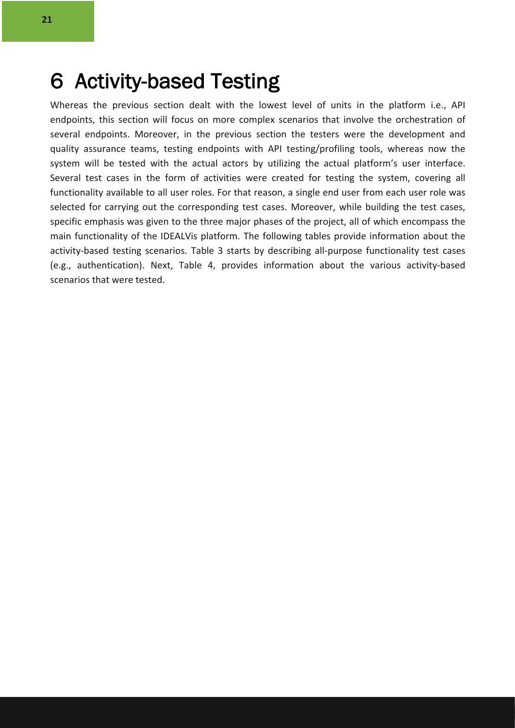# 6 Activity-based Testing

Whereas the previous section dealt with the lowest level of units in the platform i.e., API endpoints, this section will focus on more complex scenarios that involve the orchestration of several endpoints. Moreover, in the previous section the testers were the development and quality assurance teams, testing endpoints with API testing/profiling tools, whereas now the system will be tested with the actual actors by utilizing the actual platform's user interface. Several test cases in the form of activities were created for testing the system, covering all functionality available to all user roles. For that reason, a single end user from each user role was selected for carrying out the corresponding test cases. Moreover, while building the test cases, specific emphasis was given to the three major phases of the project, all of which encompass the main functionality of the IDEALVis platform. The following tables provide information about the activity-based testing scenarios. Table 3 starts by describing all-purpose functionality test cases (e.g., authentication). Next, Table 4, provides information about the various activity-based scenarios that were tested.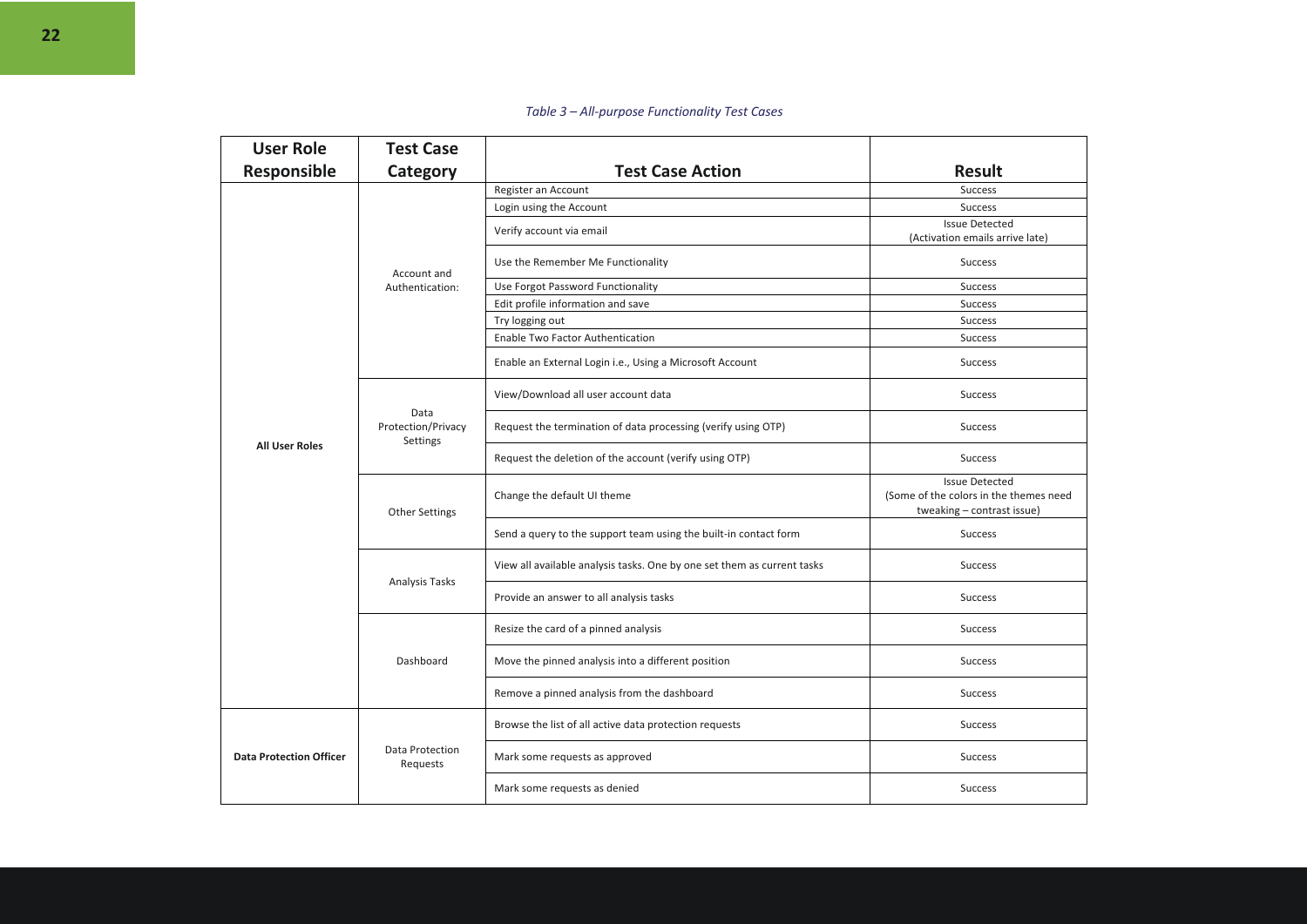*Table 3 – All-purpose Functionality Test Cases*

| User Role Responsible | Test Case Category | Test Case Action | Result |
|---|---|---|---|
| All User Roles | Account and Authentication: | Register an Account | Success |
| | | Login using the Account | Success |
| | | Verify account via email | Issue Detected (Activation emails arrive late) |
| | | Use the Remember Me Functionality | Success |
| | | Use Forgot Password Functionality | Success |
| | | Edit profile information and save | Success |
| | | Try logging out | Success |
| | | Enable Two Factor Authentication | Success |
| | | Enable an External Login i.e., Using a Microsoft Account | Success |
| | Data Protection/Privacy Settings | View/Download all user account data | Success |
| | | Request the termination of data processing (verify using OTP) | Success |
| | | Request the deletion of the account (verify using OTP) | Success |
| | Other Settings | Change the default UI theme | Issue Detected (Some of the colors in the themes need tweaking – contrast issue) |
| | | Send a query to the support team using the built-in contact form | Success |
| | Analysis Tasks | View all available analysis tasks. One by one set them as current tasks | Success |
| | | Provide an answer to all analysis tasks | Success |
| | Dashboard | Resize the card of a pinned analysis | Success |
| | | Move the pinned analysis into a different position | Success |
| | | Remove a pinned analysis from the dashboard | Success |
| Data Protection Officer | Data Protection Requests | Browse the list of all active data protection requests | Success |
| | | Mark some requests as approved | Success |
| | | Mark some requests as denied | Success |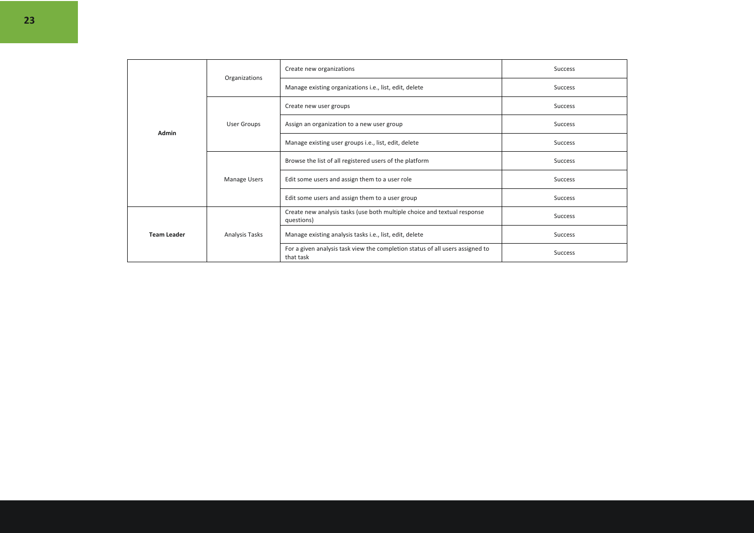| | | | |
|---|---|---|---|
| **Admin** | Organizations | Create new organizations | Success |
| | | Manage existing organizations i.e., list, edit, delete | Success |
| | User Groups | Create new user groups | Success |
| | | Assign an organization to a new user group | Success |
| | | Manage existing user groups i.e., list, edit, delete | Success |
| | Manage Users | Browse the list of all registered users of the platform | Success |
| | | Edit some users and assign them to a user role | Success |
| | | Edit some users and assign them to a user group | Success |
| **Team Leader** | Analysis Tasks | Create new analysis tasks (use both multiple choice and textual response questions) | Success |
| | | Manage existing analysis tasks i.e., list, edit, delete | Success |
| | | For a given analysis task view the completion status of all users assigned to that task | Success |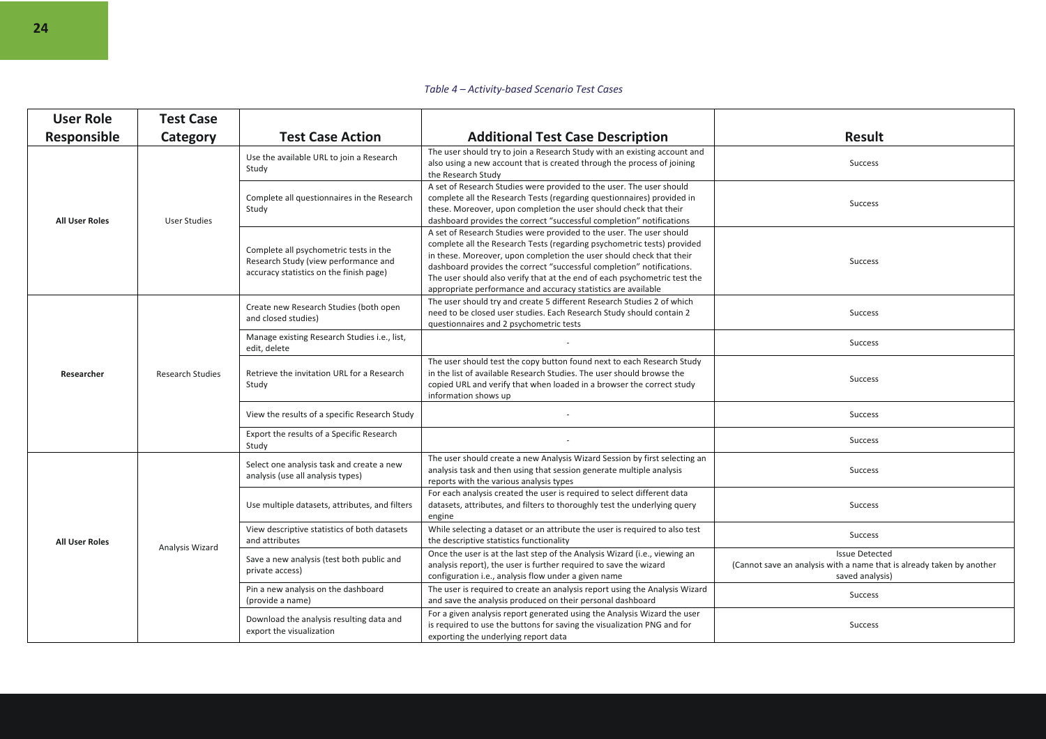*Table 4 – Activity-based Scenario Test Cases*

| User Role Responsible | Test Case Category | Test Case Action | Additional Test Case Description | Result |
|---|---|---|---|---|
| All User Roles | User Studies | Use the available URL to join a Research Study | The user should try to join a Research Study with an existing account and also using a new account that is created through the process of joining the Research Study | Success |
| | | Complete all questionnaires in the Research Study | A set of Research Studies were provided to the user. The user should complete all the Research Tests (regarding questionnaires) provided in these. Moreover, upon completion the user should check that their dashboard provides the correct "successful completion" notifications | Success |
| | | Complete all psychometric tests in the Research Study (view performance and accuracy statistics on the finish page) | A set of Research Studies were provided to the user. The user should complete all the Research Tests (regarding psychometric tests) provided in these. Moreover, upon completion the user should check that their dashboard provides the correct "successful completion" notifications. The user should also verify that at the end of each psychometric test the appropriate performance and accuracy statistics are available | Success |
| Researcher | Research Studies | Create new Research Studies (both open and closed studies) | The user should try and create 5 different Research Studies 2 of which need to be closed user studies. Each Research Study should contain 2 questionnaires and 2 psychometric tests | Success |
| | | Manage existing Research Studies i.e., list, edit, delete | - | Success |
| | | Retrieve the invitation URL for a Research Study | The user should test the copy button found next to each Research Study in the list of available Research Studies. The user should browse the copied URL and verify that when loaded in a browser the correct study information shows up | Success |
| | | View the results of a specific Research Study | - | Success |
| | | Export the results of a Specific Research Study | - | Success |
| All User Roles | Analysis Wizard | Select one analysis task and create a new analysis (use all analysis types) | The user should create a new Analysis Wizard Session by first selecting an analysis task and then using that session generate multiple analysis reports with the various analysis types | Success |
| | | Use multiple datasets, attributes, and filters | For each analysis created the user is required to select different data datasets, attributes, and filters to thoroughly test the underlying query engine | Success |
| | | View descriptive statistics of both datasets and attributes | While selecting a dataset or an attribute the user is required to also test the descriptive statistics functionality | Success |
| | | Save a new analysis (test both public and private access) | Once the user is at the last step of the Analysis Wizard (i.e., viewing an analysis report), the user is further required to save the wizard configuration i.e., analysis flow under a given name | Issue Detected (Cannot save an analysis with a name that is already taken by another saved analysis) |
| | | Pin a new analysis on the dashboard (provide a name) | The user is required to create an analysis report using the Analysis Wizard and save the analysis produced on their personal dashboard | Success |
| | | Download the analysis resulting data and export the visualization | For a given analysis report generated using the Analysis Wizard the user is required to use the buttons for saving the visualization PNG and for exporting the underlying report data | Success |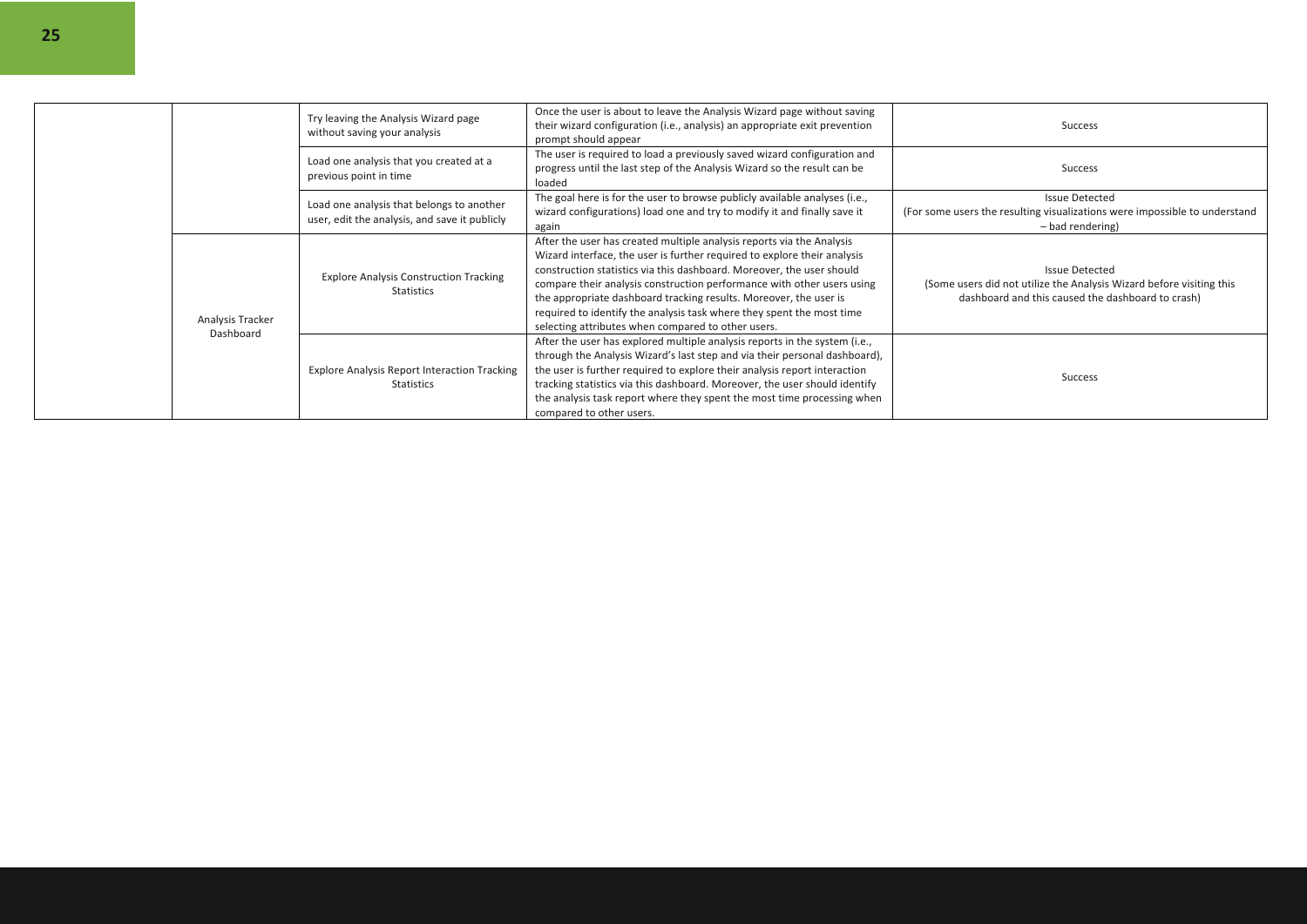| | | | | |
|---|---|---|---|---|
| | | Try leaving the Analysis Wizard page without saving your analysis | Once the user is about to leave the Analysis Wizard page without saving their wizard configuration (i.e., analysis) an appropriate exit prevention prompt should appear | Success |
| | | Load one analysis that you created at a previous point in time | The user is required to load a previously saved wizard configuration and progress until the last step of the Analysis Wizard so the result can be loaded | Success |
| | | Load one analysis that belongs to another user, edit the analysis, and save it publicly | The goal here is for the user to browse publicly available analyses (i.e., wizard configurations) load one and try to modify it and finally save it again | Issue Detected (For some users the resulting visualizations were impossible to understand – bad rendering) |
| | Analysis Tracker Dashboard | Explore Analysis Construction Tracking Statistics | After the user has created multiple analysis reports via the Analysis Wizard interface, the user is further required to explore their analysis construction statistics via this dashboard. Moreover, the user should compare their analysis construction performance with other users using the appropriate dashboard tracking results. Moreover, the user is required to identify the analysis task where they spent the most time selecting attributes when compared to other users. | Issue Detected (Some users did not utilize the Analysis Wizard before visiting this dashboard and this caused the dashboard to crash) |
| | | Explore Analysis Report Interaction Tracking Statistics | After the user has explored multiple analysis reports in the system (i.e., through the Analysis Wizard's last step and via their personal dashboard), the user is further required to explore their analysis report interaction tracking statistics via this dashboard. Moreover, the user should identify the analysis task report where they spent the most time processing when compared to other users. | Success |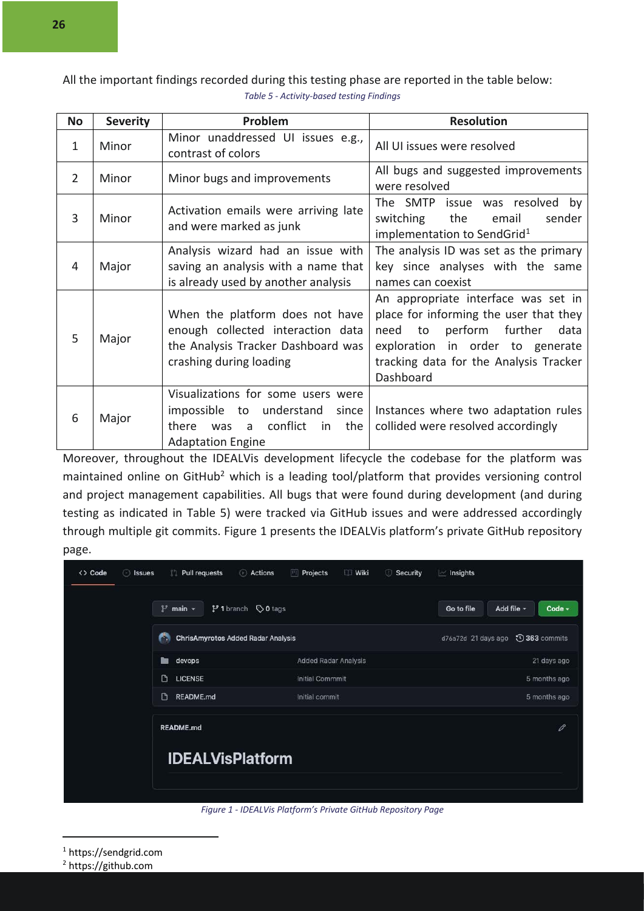All the important findings recorded during this testing phase are reported in the table below:

*Table 5 - Activity-based testing Findings*

| No | Severity | Problem | Resolution |
|---|---|---|---|
| 1 | Minor | Minor unaddressed UI issues e.g., contrast of colors | All UI issues were resolved |
| 2 | Minor | Minor bugs and improvements | All bugs and suggested improvements were resolved |
| 3 | Minor | Activation emails were arriving late and were marked as junk | The SMTP issue was resolved by switching the email sender implementation to SendGrid[1] |
| 4 | Major | Analysis wizard had an issue with saving an analysis with a name that is already used by another analysis | The analysis ID was set as the primary key since analyses with the same names can coexist |
| 5 | Major | When the platform does not have enough collected interaction data the Analysis Tracker Dashboard was crashing during loading | An appropriate interface was set in place for informing the user that they need to perform further data exploration in order to generate tracking data for the Analysis Tracker Dashboard |
| 6 | Major | Visualizations for some users were impossible to understand since there was a conflict in the Adaptation Engine | Instances where two adaptation rules collided were resolved accordingly |

Moreover, throughout the IDEALVis development lifecycle the codebase for the platform was maintained online on GitHub[2] which is a leading tool/platform that provides versioning control and project management capabilities. All bugs that were found during development (and during testing as indicated in Table 5) were tracked via GitHub issues and were addressed accordingly through multiple git commits. Figure 1 presents the IDEALVis platform's private GitHub repository page.

*Figure 1 - IDEALVis Platform's Private GitHub Repository Page*

[1] https://sendgrid.com

[2] https://github.com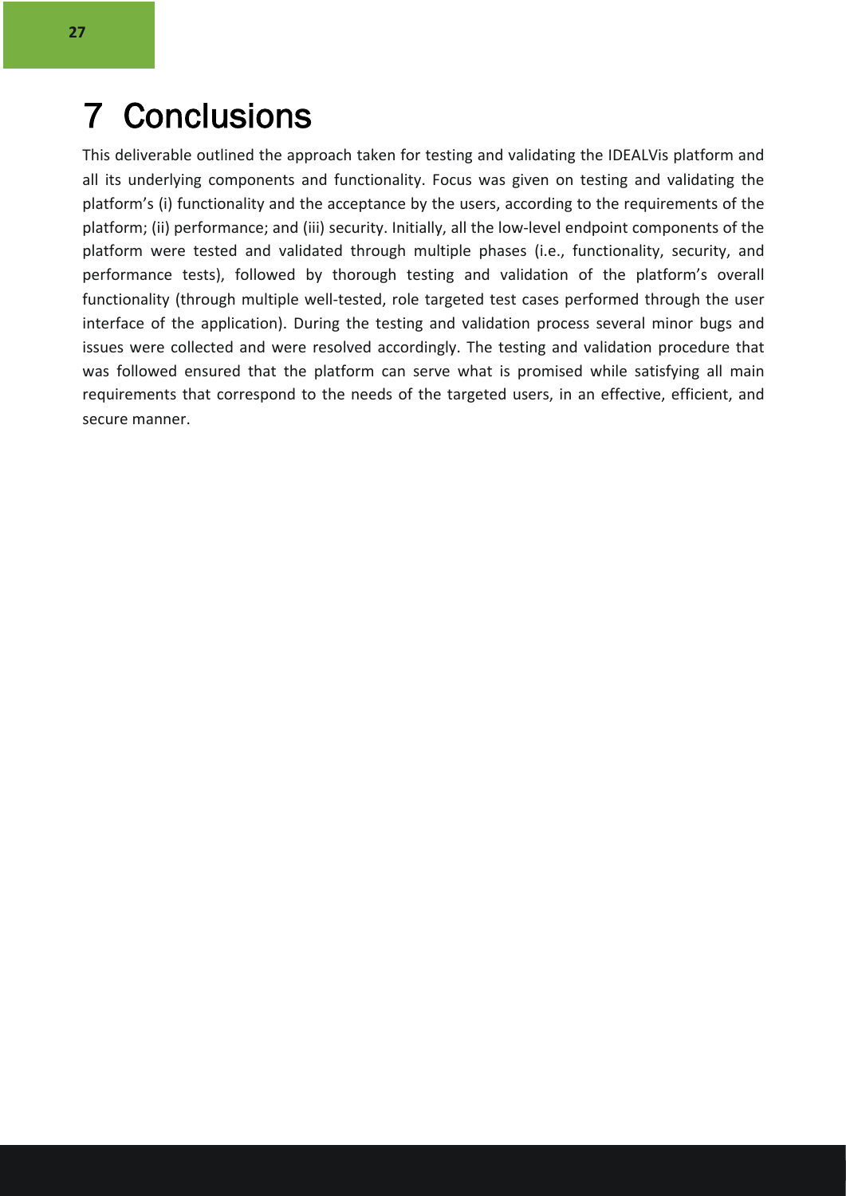# 7 Conclusions

This deliverable outlined the approach taken for testing and validating the IDEALVis platform and all its underlying components and functionality. Focus was given on testing and validating the platform's (i) functionality and the acceptance by the users, according to the requirements of the platform; (ii) performance; and (iii) security. Initially, all the low-level endpoint components of the platform were tested and validated through multiple phases (i.e., functionality, security, and performance tests), followed by thorough testing and validation of the platform's overall functionality (through multiple well-tested, role targeted test cases performed through the user interface of the application). During the testing and validation process several minor bugs and issues were collected and were resolved accordingly. The testing and validation procedure that was followed ensured that the platform can serve what is promised while satisfying all main requirements that correspond to the needs of the targeted users, in an effective, efficient, and secure manner.